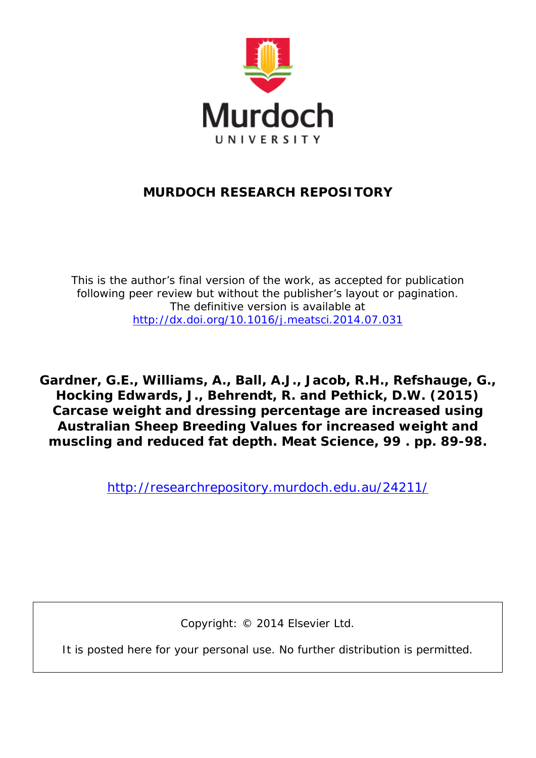Murdoch UNIVERSITY

# MURDOCH RESEARCH REPOSITORY

This is the author's final version of the work, as accepted for publication following peer review but without the publisher's layout or pagination. The definitive version is available at http://dx.doi.org/10.1016/j.meatsci.2014.07.031

**Gardner, G.E., Williams, A., Ball, A.J., Jacob, R.H., Refshauge, G., Hocking Edwards, J., Behrendt, R. and Pethick, D.W. (2015) Carcase weight and dressing percentage are increased using Australian Sheep Breeding Values for increased weight and muscling and reduced fat depth. Meat Science, 99 . pp. 89-98.**

http://researchrepository.murdoch.edu.au/24211/

Copyright: © 2014 Elsevier Ltd.

It is posted here for your personal use. No further distribution is permitted.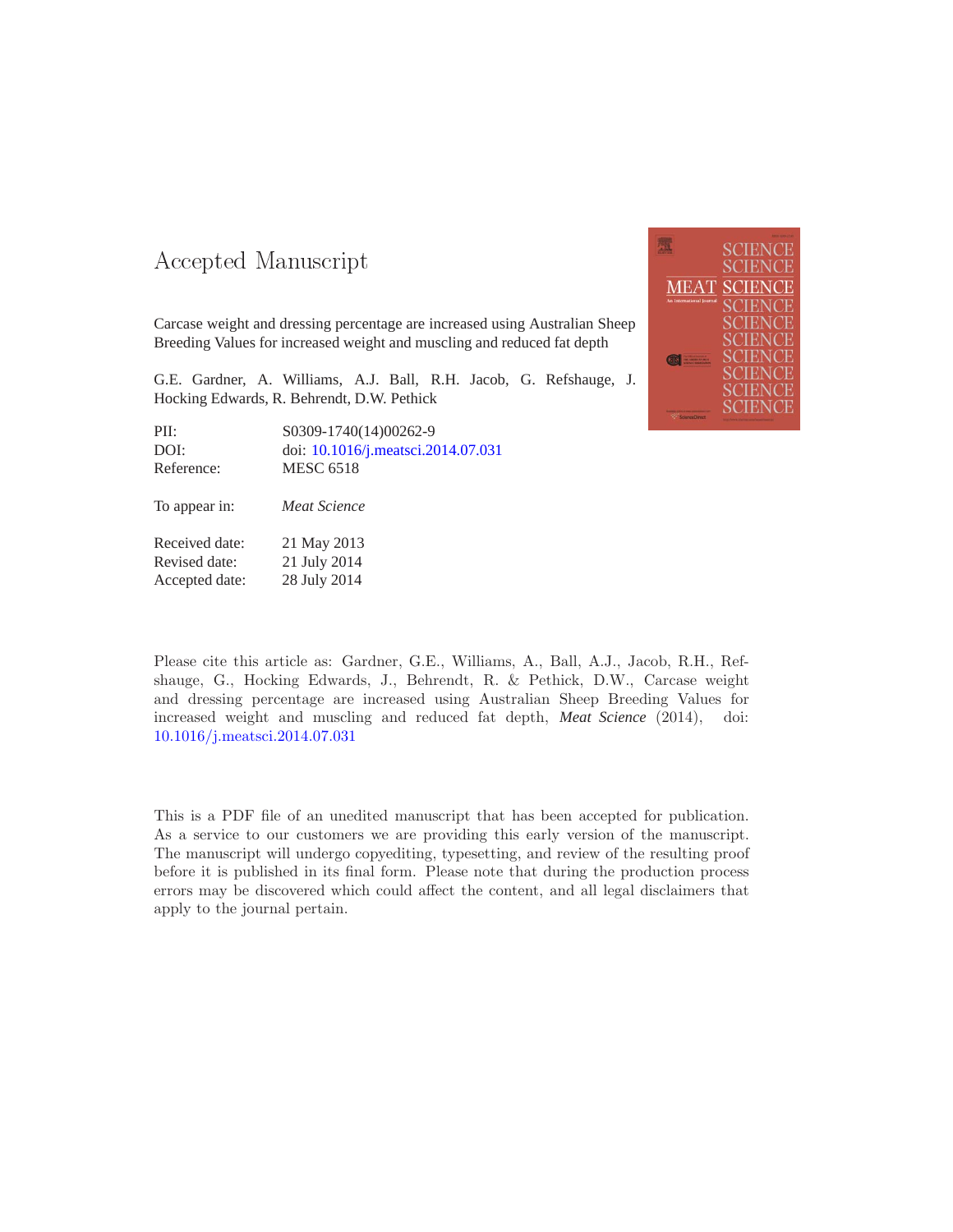# Accepted Manuscript

Carcase weight and dressing percentage are increased using Australian Sheep Breeding Values for increased weight and muscling and reduced fat depth

G.E. Gardner, A. Williams, A.J. Ball, R.H. Jacob, G. Refshauge, J. Hocking Edwards, R. Behrendt, D.W. Pethick

| | |
|---|---|
| PII: | S0309-1740(14)00262-9 |
| DOI: | doi: 10.1016/j.meatsci.2014.07.031 |
| Reference: | MESC 6518 |

| | |
|---|---|
| To appear in: | *Meat Science* |

| | |
|---|---|
| Received date: | 21 May 2013 |
| Revised date: | 21 July 2014 |
| Accepted date: | 28 July 2014 |

Please cite this article as: Gardner, G.E., Williams, A., Ball, A.J., Jacob, R.H., Refshauge, G., Hocking Edwards, J., Behrendt, R. & Pethick, D.W., Carcase weight and dressing percentage are increased using Australian Sheep Breeding Values for increased weight and muscling and reduced fat depth, *Meat Science* (2014), doi: 10.1016/j.meatsci.2014.07.031

This is a PDF file of an unedited manuscript that has been accepted for publication. As a service to our customers we are providing this early version of the manuscript. The manuscript will undergo copyediting, typesetting, and review of the resulting proof before it is published in its final form. Please note that during the production process errors may be discovered which could affect the content, and all legal disclaimers that apply to the journal pertain.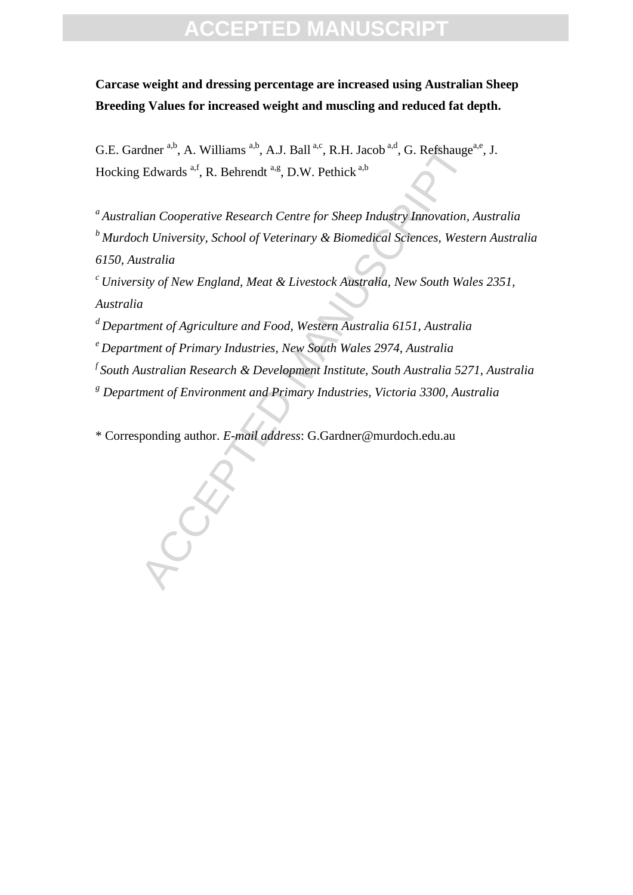**Carcase weight and dressing percentage are increased using Australian Sheep Breeding Values for increased weight and muscling and reduced fat depth.**

G.E. Gardner [a,b], A. Williams [a,b], A.J. Ball [a,c], R.H. Jacob [a,d], G. Refshauge[a,e], J. Hocking Edwards [a,f], R. Behrendt [a,g], D.W. Pethick [a,b]

[a] *Australian Cooperative Research Centre for Sheep Industry Innovation, Australia*

[b] *Murdoch University, School of Veterinary & Biomedical Sciences, Western Australia 6150, Australia*

[c] *University of New England, Meat & Livestock Australia, New South Wales 2351, Australia*

[d] *Department of Agriculture and Food, Western Australia 6151, Australia*

[e] *Department of Primary Industries, New South Wales 2974, Australia*

[f] *South Australian Research & Development Institute, South Australia 5271, Australia*

[g] *Department of Environment and Primary Industries, Victoria 3300, Australia*

\* Corresponding author. *E-mail address*: G.Gardner@murdoch.edu.au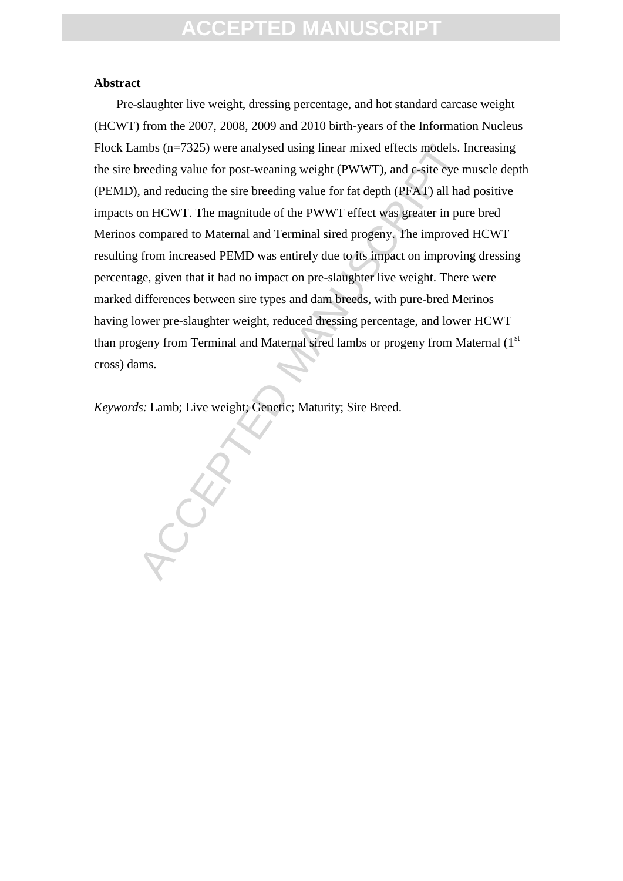## Abstract

Pre-slaughter live weight, dressing percentage, and hot standard carcase weight (HCWT) from the 2007, 2008, 2009 and 2010 birth-years of the Information Nucleus Flock Lambs (n=7325) were analysed using linear mixed effects models. Increasing the sire breeding value for post-weaning weight (PWWT), and c-site eye muscle depth (PEMD), and reducing the sire breeding value for fat depth (PFAT) all had positive impacts on HCWT. The magnitude of the PWWT effect was greater in pure bred Merinos compared to Maternal and Terminal sired progeny. The improved HCWT resulting from increased PEMD was entirely due to its impact on improving dressing percentage, given that it had no impact on pre-slaughter live weight. There were marked differences between sire types and dam breeds, with pure-bred Merinos having lower pre-slaughter weight, reduced dressing percentage, and lower HCWT than progeny from Terminal and Maternal sired lambs or progeny from Maternal (1st cross) dams.

*Keywords:* Lamb; Live weight; Genetic; Maturity; Sire Breed.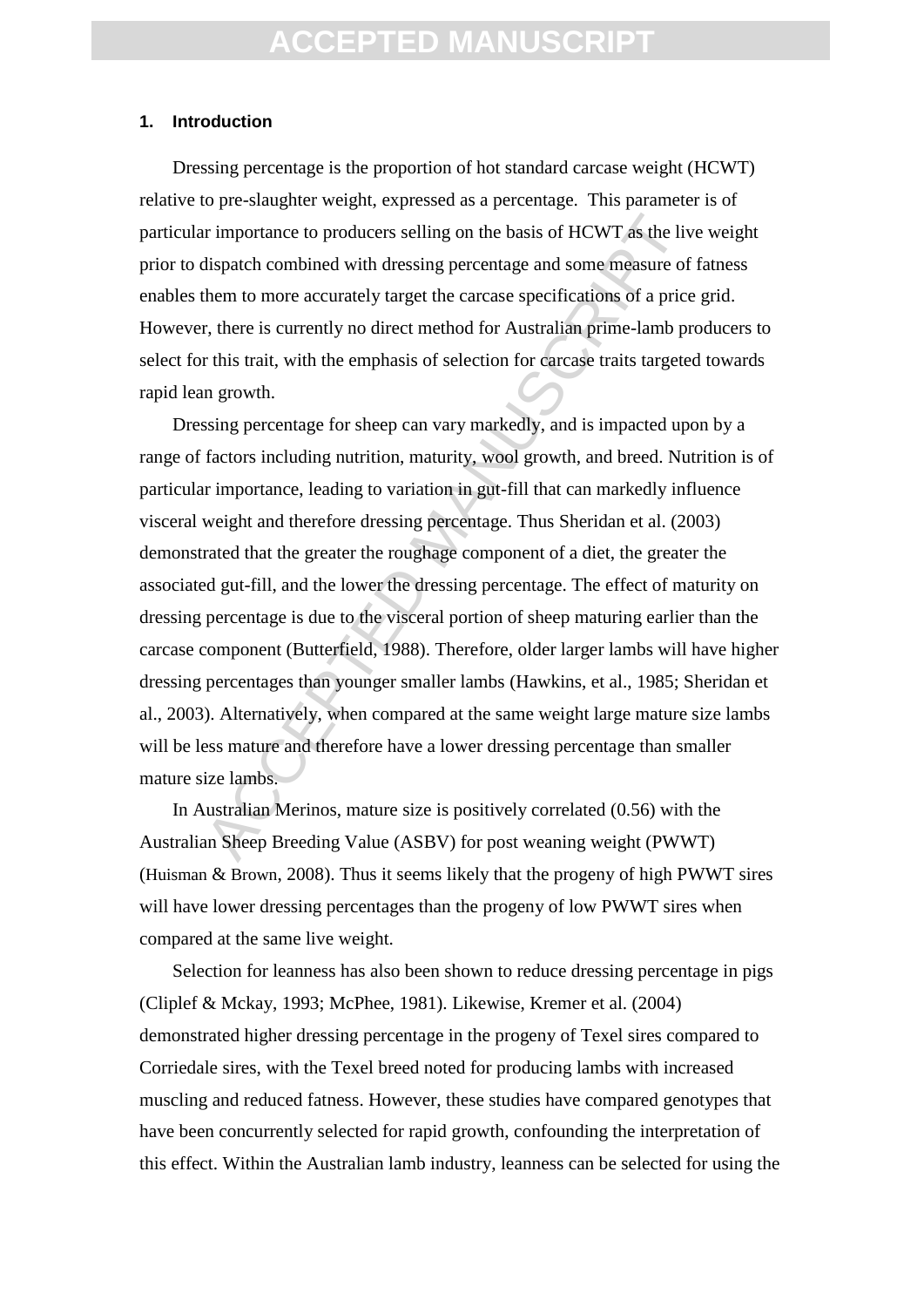## 1. Introduction

Dressing percentage is the proportion of hot standard carcase weight (HCWT) relative to pre-slaughter weight, expressed as a percentage. This parameter is of particular importance to producers selling on the basis of HCWT as the live weight prior to dispatch combined with dressing percentage and some measure of fatness enables them to more accurately target the carcase specifications of a price grid. However, there is currently no direct method for Australian prime-lamb producers to select for this trait, with the emphasis of selection for carcase traits targeted towards rapid lean growth.

Dressing percentage for sheep can vary markedly, and is impacted upon by a range of factors including nutrition, maturity, wool growth, and breed. Nutrition is of particular importance, leading to variation in gut-fill that can markedly influence visceral weight and therefore dressing percentage. Thus Sheridan et al. (2003) demonstrated that the greater the roughage component of a diet, the greater the associated gut-fill, and the lower the dressing percentage. The effect of maturity on dressing percentage is due to the visceral portion of sheep maturing earlier than the carcase component (Butterfield, 1988). Therefore, older larger lambs will have higher dressing percentages than younger smaller lambs (Hawkins, et al., 1985; Sheridan et al., 2003). Alternatively, when compared at the same weight large mature size lambs will be less mature and therefore have a lower dressing percentage than smaller mature size lambs.

In Australian Merinos, mature size is positively correlated (0.56) with the Australian Sheep Breeding Value (ASBV) for post weaning weight (PWWT) (Huisman & Brown, 2008). Thus it seems likely that the progeny of high PWWT sires will have lower dressing percentages than the progeny of low PWWT sires when compared at the same live weight.

Selection for leanness has also been shown to reduce dressing percentage in pigs (Cliplef & Mckay, 1993; McPhee, 1981). Likewise, Kremer et al. (2004) demonstrated higher dressing percentage in the progeny of Texel sires compared to Corriedale sires, with the Texel breed noted for producing lambs with increased muscling and reduced fatness. However, these studies have compared genotypes that have been concurrently selected for rapid growth, confounding the interpretation of this effect. Within the Australian lamb industry, leanness can be selected for using the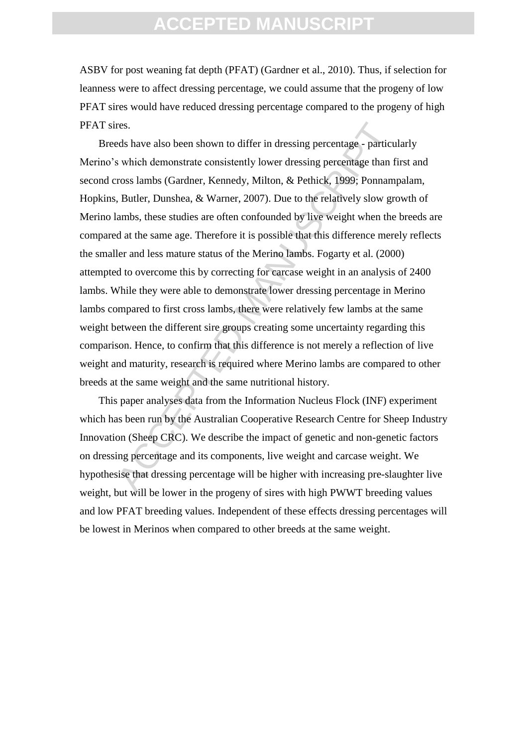ASBV for post weaning fat depth (PFAT) (Gardner et al., 2010). Thus, if selection for leanness were to affect dressing percentage, we could assume that the progeny of low PFAT sires would have reduced dressing percentage compared to the progeny of high PFAT sires.

Breeds have also been shown to differ in dressing percentage - particularly Merino's which demonstrate consistently lower dressing percentage than first and second cross lambs (Gardner, Kennedy, Milton, & Pethick, 1999; Ponnampalam, Hopkins, Butler, Dunshea, & Warner, 2007). Due to the relatively slow growth of Merino lambs, these studies are often confounded by live weight when the breeds are compared at the same age. Therefore it is possible that this difference merely reflects the smaller and less mature status of the Merino lambs. Fogarty et al. (2000) attempted to overcome this by correcting for carcase weight in an analysis of 2400 lambs. While they were able to demonstrate lower dressing percentage in Merino lambs compared to first cross lambs, there were relatively few lambs at the same weight between the different sire groups creating some uncertainty regarding this comparison. Hence, to confirm that this difference is not merely a reflection of live weight and maturity, research is required where Merino lambs are compared to other breeds at the same weight and the same nutritional history.

This paper analyses data from the Information Nucleus Flock (INF) experiment which has been run by the Australian Cooperative Research Centre for Sheep Industry Innovation (Sheep CRC). We describe the impact of genetic and non-genetic factors on dressing percentage and its components, live weight and carcase weight. We hypothesise that dressing percentage will be higher with increasing pre-slaughter live weight, but will be lower in the progeny of sires with high PWWT breeding values and low PFAT breeding values. Independent of these effects dressing percentages will be lowest in Merinos when compared to other breeds at the same weight.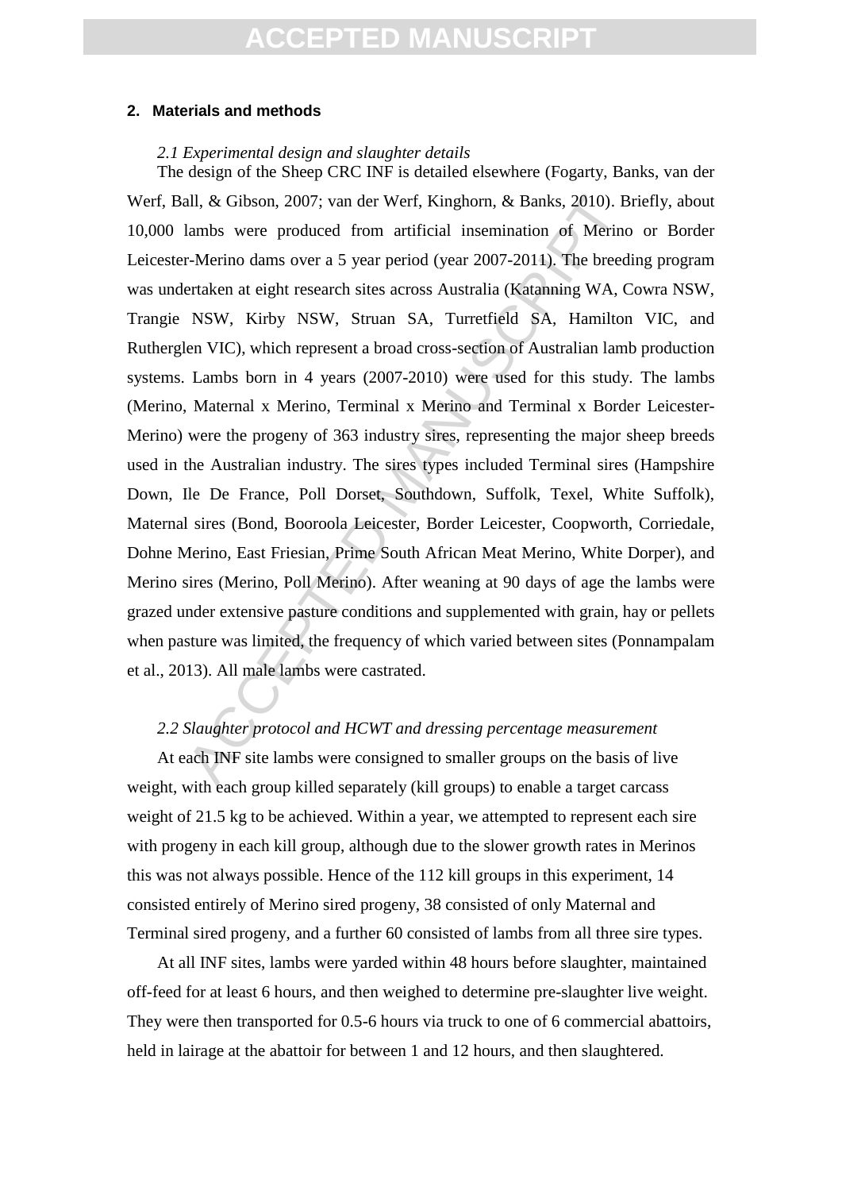## 2. Materials and methods

### *2.1 Experimental design and slaughter details*

The design of the Sheep CRC INF is detailed elsewhere (Fogarty, Banks, van der Werf, Ball, & Gibson, 2007; van der Werf, Kinghorn, & Banks, 2010). Briefly, about 10,000 lambs were produced from artificial insemination of Merino or Border Leicester-Merino dams over a 5 year period (year 2007-2011). The breeding program was undertaken at eight research sites across Australia (Katanning WA, Cowra NSW, Trangie NSW, Kirby NSW, Struan SA, Turretfield SA, Hamilton VIC, and Rutherglen VIC), which represent a broad cross-section of Australian lamb production systems. Lambs born in 4 years (2007-2010) were used for this study. The lambs (Merino, Maternal x Merino, Terminal x Merino and Terminal x Border Leicester-Merino) were the progeny of 363 industry sires, representing the major sheep breeds used in the Australian industry. The sires types included Terminal sires (Hampshire Down, Ile De France, Poll Dorset, Southdown, Suffolk, Texel, White Suffolk), Maternal sires (Bond, Booroola Leicester, Border Leicester, Coopworth, Corriedale, Dohne Merino, East Friesian, Prime South African Meat Merino, White Dorper), and Merino sires (Merino, Poll Merino). After weaning at 90 days of age the lambs were grazed under extensive pasture conditions and supplemented with grain, hay or pellets when pasture was limited, the frequency of which varied between sites (Ponnampalam et al., 2013). All male lambs were castrated.

### *2.2 Slaughter protocol and HCWT and dressing percentage measurement*

At each INF site lambs were consigned to smaller groups on the basis of live weight, with each group killed separately (kill groups) to enable a target carcass weight of 21.5 kg to be achieved. Within a year, we attempted to represent each sire with progeny in each kill group, although due to the slower growth rates in Merinos this was not always possible. Hence of the 112 kill groups in this experiment, 14 consisted entirely of Merino sired progeny, 38 consisted of only Maternal and Terminal sired progeny, and a further 60 consisted of lambs from all three sire types.

At all INF sites, lambs were yarded within 48 hours before slaughter, maintained off-feed for at least 6 hours, and then weighed to determine pre-slaughter live weight. They were then transported for 0.5-6 hours via truck to one of 6 commercial abattoirs, held in lairage at the abattoir for between 1 and 12 hours, and then slaughtered.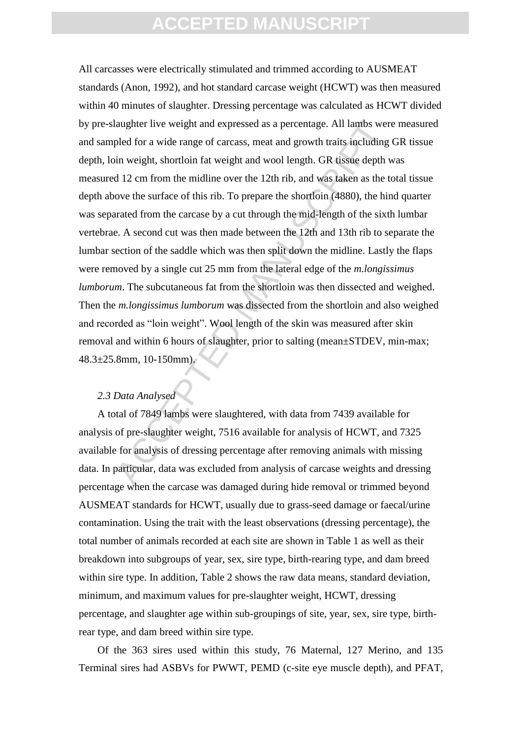All carcasses were electrically stimulated and trimmed according to AUSMEAT standards (Anon, 1992), and hot standard carcase weight (HCWT) was then measured within 40 minutes of slaughter. Dressing percentage was calculated as HCWT divided by pre-slaughter live weight and expressed as a percentage. All lambs were measured and sampled for a wide range of carcass, meat and growth traits including GR tissue depth, loin weight, shortloin fat weight and wool length. GR tissue depth was measured 12 cm from the midline over the 12th rib, and was taken as the total tissue depth above the surface of this rib. To prepare the shortloin (4880), the hind quarter was separated from the carcase by a cut through the mid-length of the sixth lumbar vertebrae. A second cut was then made between the 12th and 13th rib to separate the lumbar section of the saddle which was then split down the midline. Lastly the flaps were removed by a single cut 25 mm from the lateral edge of the *m.longissimus lumborum*. The subcutaneous fat from the shortloin was then dissected and weighed. Then the *m.longissimus lumborum* was dissected from the shortloin and also weighed and recorded as "loin weight". Wool length of the skin was measured after skin removal and within 6 hours of slaughter, prior to salting (mean±STDEV, min-max; 48.3±25.8mm, 10-150mm).

### *2.3 Data Analysed*

A total of 7849 lambs were slaughtered, with data from 7439 available for analysis of pre-slaughter weight, 7516 available for analysis of HCWT, and 7325 available for analysis of dressing percentage after removing animals with missing data. In particular, data was excluded from analysis of carcase weights and dressing percentage when the carcase was damaged during hide removal or trimmed beyond AUSMEAT standards for HCWT, usually due to grass-seed damage or faecal/urine contamination. Using the trait with the least observations (dressing percentage), the total number of animals recorded at each site are shown in Table 1 as well as their breakdown into subgroups of year, sex, sire type, birth-rearing type, and dam breed within sire type. In addition, Table 2 shows the raw data means, standard deviation, minimum, and maximum values for pre-slaughter weight, HCWT, dressing percentage, and slaughter age within sub-groupings of site, year, sex, sire type, birth-rear type, and dam breed within sire type.

Of the 363 sires used within this study, 76 Maternal, 127 Merino, and 135 Terminal sires had ASBVs for PWWT, PEMD (c-site eye muscle depth), and PFAT,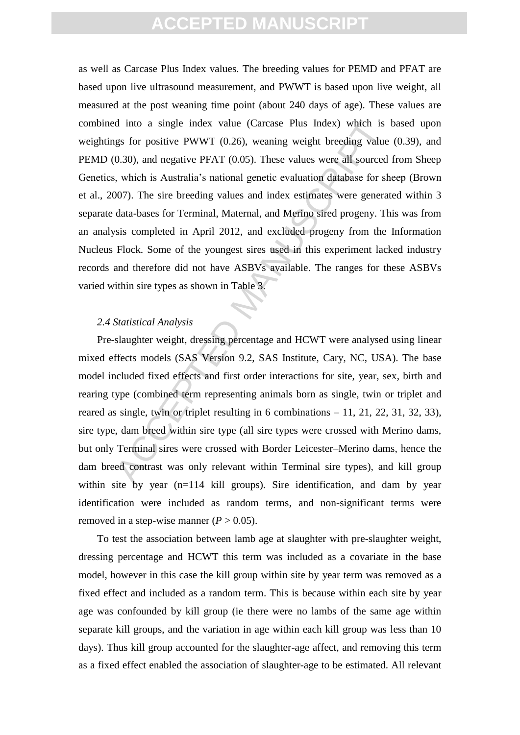as well as Carcase Plus Index values. The breeding values for PEMD and PFAT are based upon live ultrasound measurement, and PWWT is based upon live weight, all measured at the post weaning time point (about 240 days of age). These values are combined into a single index value (Carcase Plus Index) which is based upon weightings for positive PWWT (0.26), weaning weight breeding value (0.39), and PEMD (0.30), and negative PFAT (0.05). These values were all sourced from Sheep Genetics, which is Australia's national genetic evaluation database for sheep (Brown et al., 2007). The sire breeding values and index estimates were generated within 3 separate data-bases for Terminal, Maternal, and Merino sired progeny. This was from an analysis completed in April 2012, and excluded progeny from the Information Nucleus Flock. Some of the youngest sires used in this experiment lacked industry records and therefore did not have ASBVs available. The ranges for these ASBVs varied within sire types as shown in Table 3.

### *2.4 Statistical Analysis*

Pre-slaughter weight, dressing percentage and HCWT were analysed using linear mixed effects models (SAS Version 9.2, SAS Institute, Cary, NC, USA). The base model included fixed effects and first order interactions for site, year, sex, birth and rearing type (combined term representing animals born as single, twin or triplet and reared as single, twin or triplet resulting in 6 combinations – 11, 21, 22, 31, 32, 33), sire type, dam breed within sire type (all sire types were crossed with Merino dams, but only Terminal sires were crossed with Border Leicester–Merino dams, hence the dam breed contrast was only relevant within Terminal sire types), and kill group within site by year (n=114 kill groups). Sire identification, and dam by year identification were included as random terms, and non-significant terms were removed in a step-wise manner ($P > 0.05$).

To test the association between lamb age at slaughter with pre-slaughter weight, dressing percentage and HCWT this term was included as a covariate in the base model, however in this case the kill group within site by year term was removed as a fixed effect and included as a random term. This is because within each site by year age was confounded by kill group (ie there were no lambs of the same age within separate kill groups, and the variation in age within each kill group was less than 10 days). Thus kill group accounted for the slaughter-age affect, and removing this term as a fixed effect enabled the association of slaughter-age to be estimated. All relevant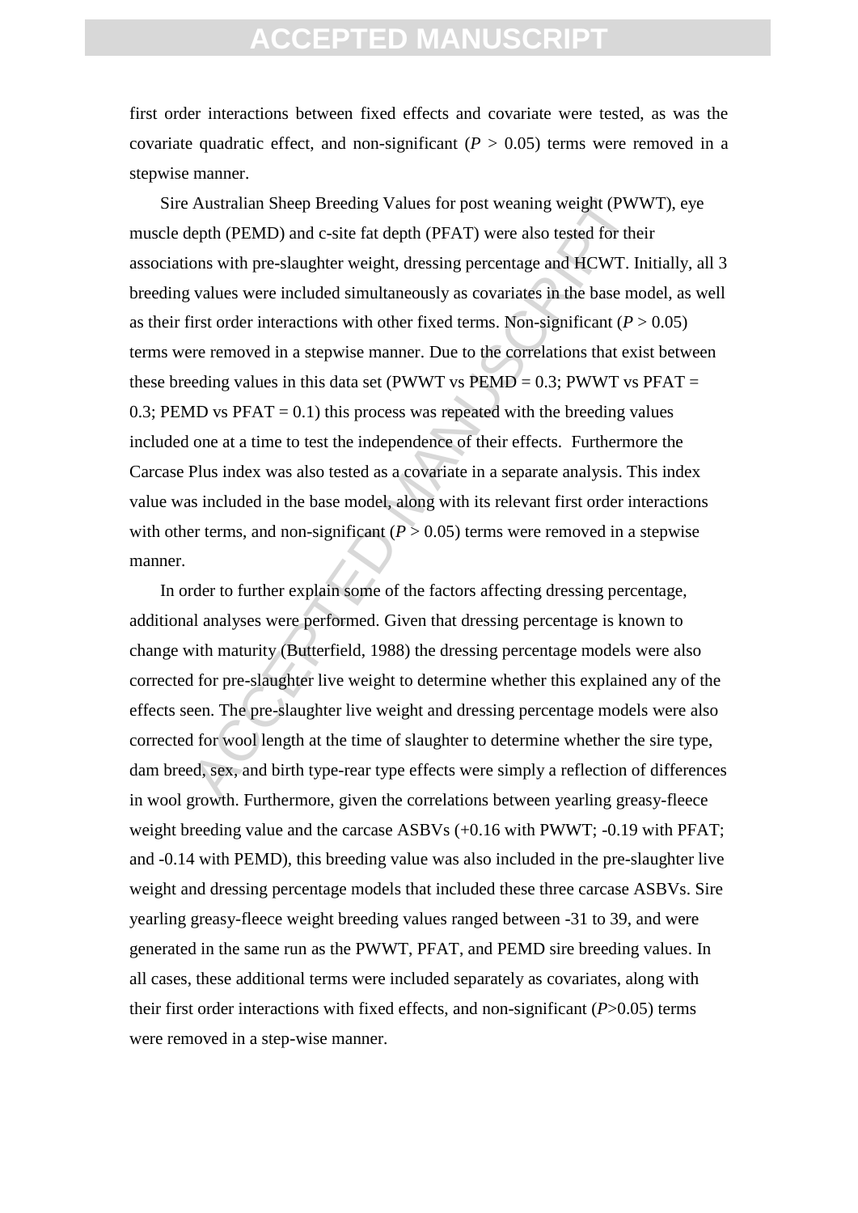first order interactions between fixed effects and covariate were tested, as was the covariate quadratic effect, and non-significant ($P$ > 0.05) terms were removed in a stepwise manner.

Sire Australian Sheep Breeding Values for post weaning weight (PWWT), eye muscle depth (PEMD) and c-site fat depth (PFAT) were also tested for their associations with pre-slaughter weight, dressing percentage and HCWT. Initially, all 3 breeding values were included simultaneously as covariates in the base model, as well as their first order interactions with other fixed terms. Non-significant ($P$ > 0.05) terms were removed in a stepwise manner. Due to the correlations that exist between these breeding values in this data set (PWWT vs PEMD = 0.3; PWWT vs PFAT = 0.3; PEMD vs PFAT = 0.1) this process was repeated with the breeding values included one at a time to test the independence of their effects. Furthermore the Carcase Plus index was also tested as a covariate in a separate analysis. This index value was included in the base model, along with its relevant first order interactions with other terms, and non-significant ($P$ > 0.05) terms were removed in a stepwise manner.

In order to further explain some of the factors affecting dressing percentage, additional analyses were performed. Given that dressing percentage is known to change with maturity (Butterfield, 1988) the dressing percentage models were also corrected for pre-slaughter live weight to determine whether this explained any of the effects seen. The pre-slaughter live weight and dressing percentage models were also corrected for wool length at the time of slaughter to determine whether the sire type, dam breed, sex, and birth type-rear type effects were simply a reflection of differences in wool growth. Furthermore, given the correlations between yearling greasy-fleece weight breeding value and the carcase ASBVs (+0.16 with PWWT; -0.19 with PFAT; and -0.14 with PEMD), this breeding value was also included in the pre-slaughter live weight and dressing percentage models that included these three carcase ASBVs. Sire yearling greasy-fleece weight breeding values ranged between -31 to 39, and were generated in the same run as the PWWT, PFAT, and PEMD sire breeding values. In all cases, these additional terms were included separately as covariates, along with their first order interactions with fixed effects, and non-significant ($P$>0.05) terms were removed in a step-wise manner.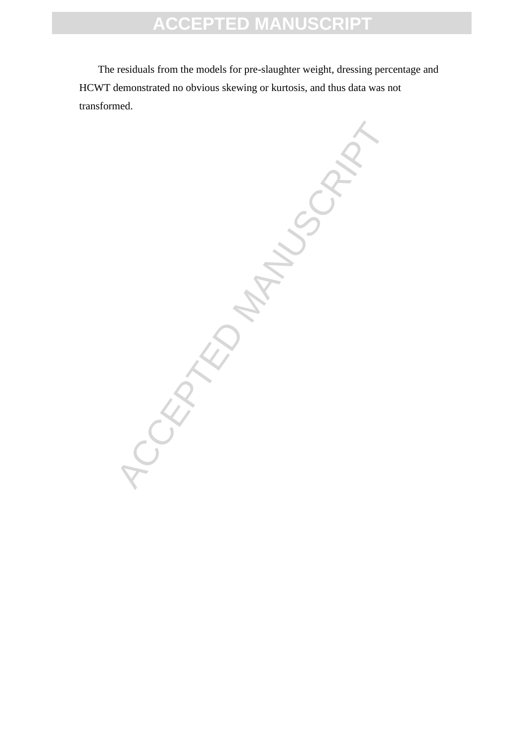The residuals from the models for pre-slaughter weight, dressing percentage and HCWT demonstrated no obvious skewing or kurtosis, and thus data was not transformed.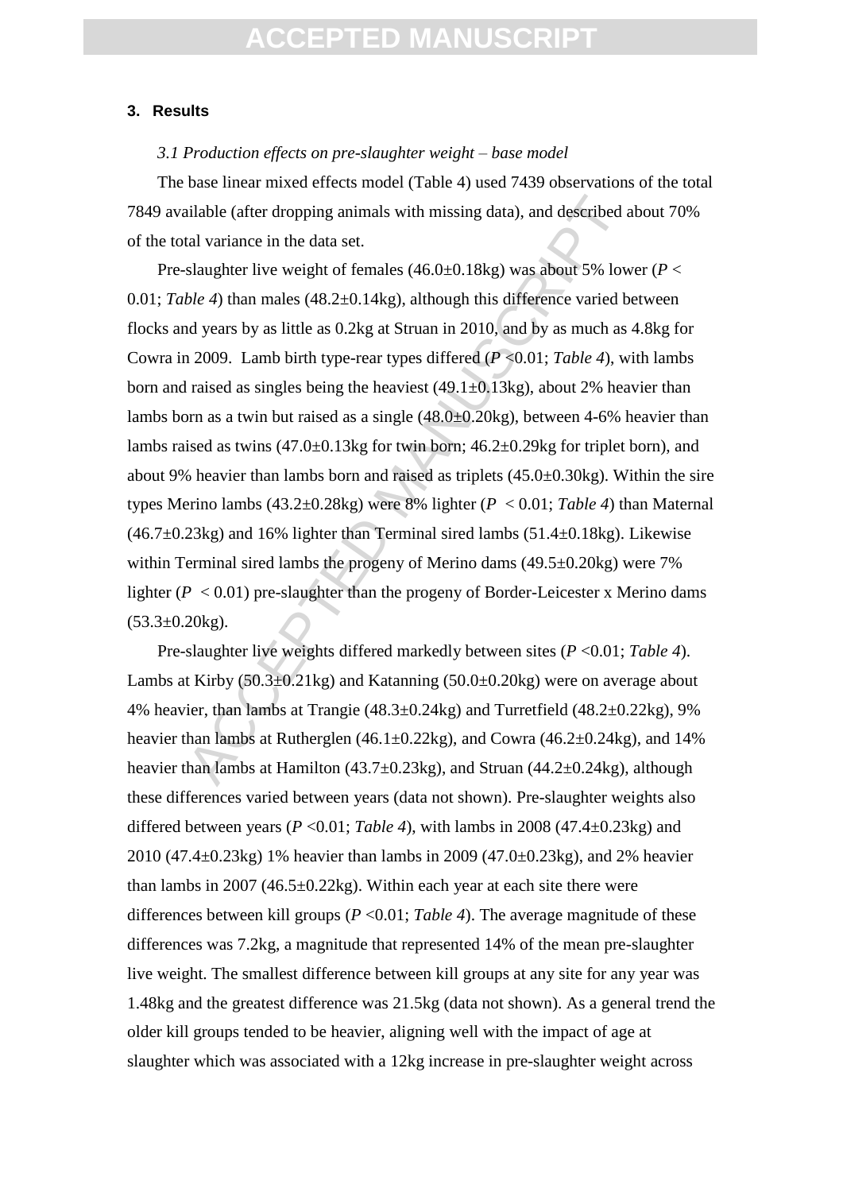### 3. Results

*3.1 Production effects on pre-slaughter weight – base model*

The base linear mixed effects model (Table 4) used 7439 observations of the total 7849 available (after dropping animals with missing data), and described about 70% of the total variance in the data set.

Pre-slaughter live weight of females (46.0±0.18kg) was about 5% lower ($P$ < 0.01; *Table 4*) than males (48.2±0.14kg), although this difference varied between flocks and years by as little as 0.2kg at Struan in 2010, and by as much as 4.8kg for Cowra in 2009. Lamb birth type-rear types differed ($P$ <0.01; *Table 4*), with lambs born and raised as singles being the heaviest (49.1±0.13kg), about 2% heavier than lambs born as a twin but raised as a single (48.0±0.20kg), between 4-6% heavier than lambs raised as twins (47.0±0.13kg for twin born; 46.2±0.29kg for triplet born), and about 9% heavier than lambs born and raised as triplets (45.0±0.30kg). Within the sire types Merino lambs (43.2±0.28kg) were 8% lighter ($P$ < 0.01; *Table 4*) than Maternal (46.7±0.23kg) and 16% lighter than Terminal sired lambs (51.4±0.18kg). Likewise within Terminal sired lambs the progeny of Merino dams (49.5±0.20kg) were 7% lighter ($P$ < 0.01) pre-slaughter than the progeny of Border-Leicester x Merino dams (53.3±0.20kg).

Pre-slaughter live weights differed markedly between sites ($P$ <0.01; *Table 4*). Lambs at Kirby (50.3±0.21kg) and Katanning (50.0±0.20kg) were on average about 4% heavier, than lambs at Trangie (48.3±0.24kg) and Turretfield (48.2±0.22kg), 9% heavier than lambs at Rutherglen (46.1±0.22kg), and Cowra (46.2±0.24kg), and 14% heavier than lambs at Hamilton (43.7±0.23kg), and Struan (44.2±0.24kg), although these differences varied between years (data not shown). Pre-slaughter weights also differed between years ($P$ <0.01; *Table 4*), with lambs in 2008 (47.4±0.23kg) and 2010 (47.4±0.23kg) 1% heavier than lambs in 2009 (47.0±0.23kg), and 2% heavier than lambs in 2007 (46.5±0.22kg). Within each year at each site there were differences between kill groups ($P$ <0.01; *Table 4*). The average magnitude of these differences was 7.2kg, a magnitude that represented 14% of the mean pre-slaughter live weight. The smallest difference between kill groups at any site for any year was 1.48kg and the greatest difference was 21.5kg (data not shown). As a general trend the older kill groups tended to be heavier, aligning well with the impact of age at slaughter which was associated with a 12kg increase in pre-slaughter weight across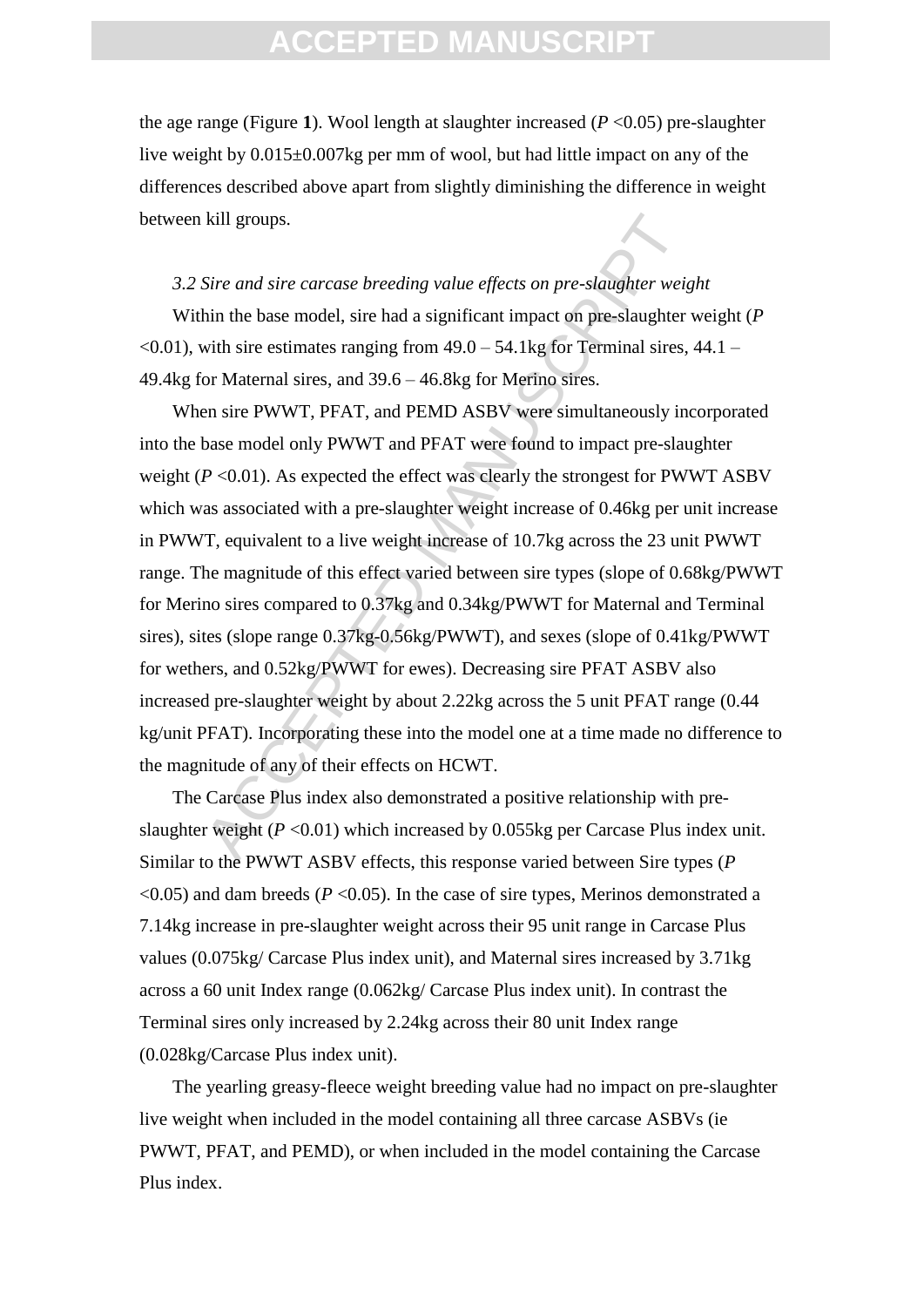the age range (Figure **1**). Wool length at slaughter increased ($P$ <0.05) pre-slaughter live weight by 0.015±0.007kg per mm of wool, but had little impact on any of the differences described above apart from slightly diminishing the difference in weight between kill groups.

*3.2 Sire and sire carcase breeding value effects on pre-slaughter weight*

Within the base model, sire had a significant impact on pre-slaughter weight ($P$ <0.01), with sire estimates ranging from 49.0 – 54.1kg for Terminal sires, 44.1 – 49.4kg for Maternal sires, and 39.6 – 46.8kg for Merino sires.

When sire PWWT, PFAT, and PEMD ASBV were simultaneously incorporated into the base model only PWWT and PFAT were found to impact pre-slaughter weight ($P$ <0.01). As expected the effect was clearly the strongest for PWWT ASBV which was associated with a pre-slaughter weight increase of 0.46kg per unit increase in PWWT, equivalent to a live weight increase of 10.7kg across the 23 unit PWWT range. The magnitude of this effect varied between sire types (slope of 0.68kg/PWWT for Merino sires compared to 0.37kg and 0.34kg/PWWT for Maternal and Terminal sires), sites (slope range 0.37kg-0.56kg/PWWT), and sexes (slope of 0.41kg/PWWT for wethers, and 0.52kg/PWWT for ewes). Decreasing sire PFAT ASBV also increased pre-slaughter weight by about 2.22kg across the 5 unit PFAT range (0.44 kg/unit PFAT). Incorporating these into the model one at a time made no difference to the magnitude of any of their effects on HCWT.

The Carcase Plus index also demonstrated a positive relationship with pre-slaughter weight ($P$ <0.01) which increased by 0.055kg per Carcase Plus index unit. Similar to the PWWT ASBV effects, this response varied between Sire types ($P$ <0.05) and dam breeds ($P$ <0.05). In the case of sire types, Merinos demonstrated a 7.14kg increase in pre-slaughter weight across their 95 unit range in Carcase Plus values (0.075kg/ Carcase Plus index unit), and Maternal sires increased by 3.71kg across a 60 unit Index range (0.062kg/ Carcase Plus index unit). In contrast the Terminal sires only increased by 2.24kg across their 80 unit Index range (0.028kg/Carcase Plus index unit).

The yearling greasy-fleece weight breeding value had no impact on pre-slaughter live weight when included in the model containing all three carcase ASBVs (ie PWWT, PFAT, and PEMD), or when included in the model containing the Carcase Plus index.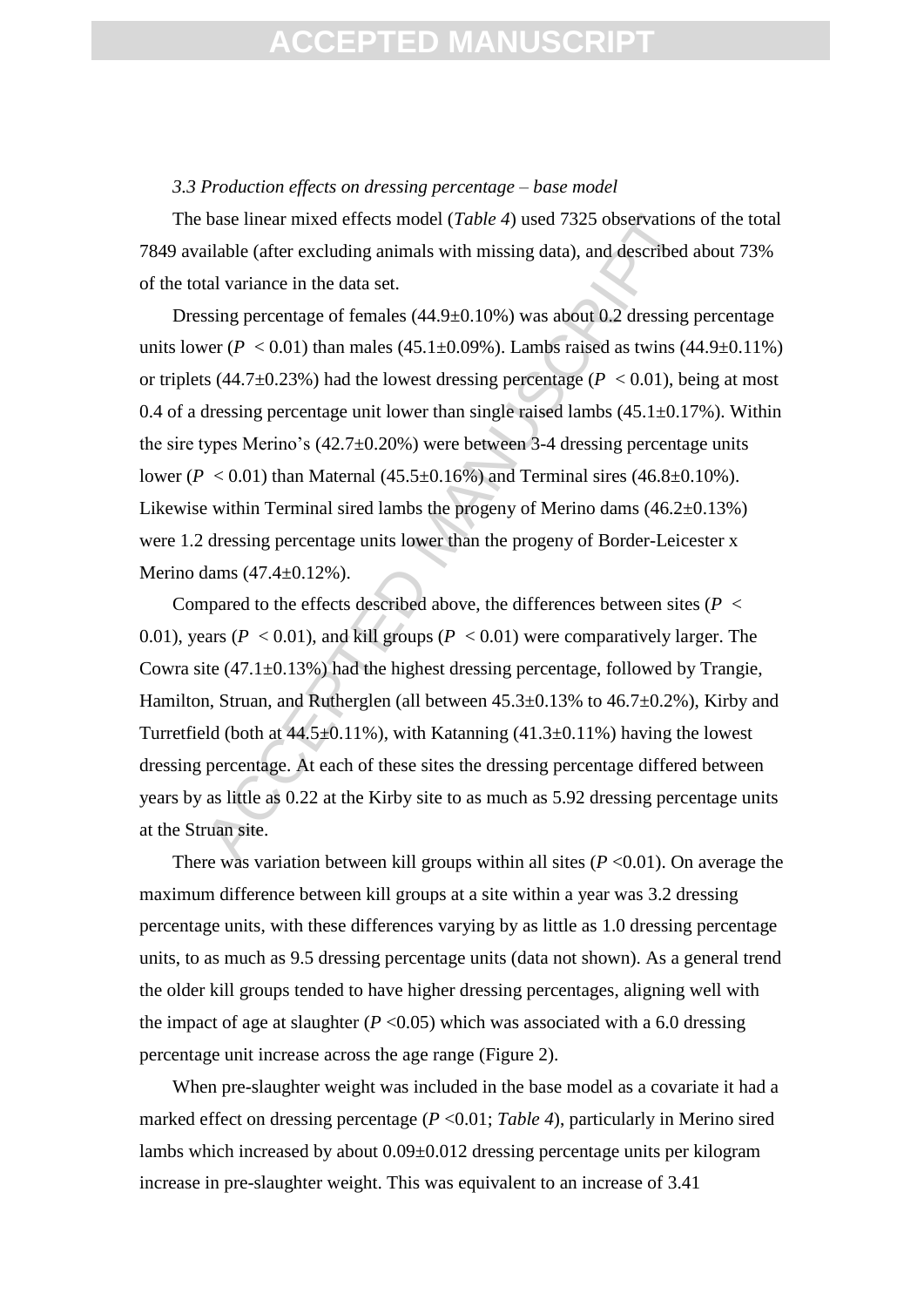*3.3 Production effects on dressing percentage – base model*

The base linear mixed effects model (*Table 4*) used 7325 observations of the total 7849 available (after excluding animals with missing data), and described about 73% of the total variance in the data set.

Dressing percentage of females (44.9±0.10%) was about 0.2 dressing percentage units lower ($P < 0.01$) than males (45.1±0.09%). Lambs raised as twins (44.9±0.11%) or triplets (44.7±0.23%) had the lowest dressing percentage ($P < 0.01$), being at most 0.4 of a dressing percentage unit lower than single raised lambs (45.1±0.17%). Within the sire types Merino's (42.7±0.20%) were between 3-4 dressing percentage units lower ($P < 0.01$) than Maternal (45.5±0.16%) and Terminal sires (46.8±0.10%). Likewise within Terminal sired lambs the progeny of Merino dams (46.2±0.13%) were 1.2 dressing percentage units lower than the progeny of Border-Leicester x Merino dams (47.4±0.12%).

Compared to the effects described above, the differences between sites ($P < 0.01$), years ($P < 0.01$), and kill groups ($P < 0.01$) were comparatively larger. The Cowra site (47.1±0.13%) had the highest dressing percentage, followed by Trangie, Hamilton, Struan, and Rutherglen (all between 45.3±0.13% to 46.7±0.2%), Kirby and Turretfield (both at 44.5±0.11%), with Katanning (41.3±0.11%) having the lowest dressing percentage. At each of these sites the dressing percentage differed between years by as little as 0.22 at the Kirby site to as much as 5.92 dressing percentage units at the Struan site.

There was variation between kill groups within all sites ($P < 0.01$). On average the maximum difference between kill groups at a site within a year was 3.2 dressing percentage units, with these differences varying by as little as 1.0 dressing percentage units, to as much as 9.5 dressing percentage units (data not shown). As a general trend the older kill groups tended to have higher dressing percentages, aligning well with the impact of age at slaughter ($P < 0.05$) which was associated with a 6.0 dressing percentage unit increase across the age range (Figure 2).

When pre-slaughter weight was included in the base model as a covariate it had a marked effect on dressing percentage ($P < 0.01$; *Table 4*), particularly in Merino sired lambs which increased by about 0.09±0.012 dressing percentage units per kilogram increase in pre-slaughter weight. This was equivalent to an increase of 3.41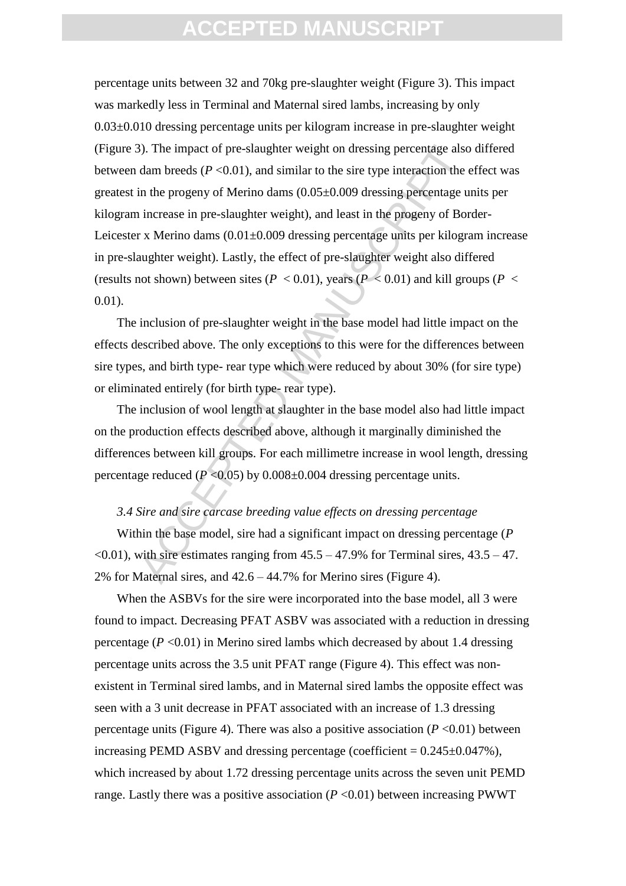percentage units between 32 and 70kg pre-slaughter weight (Figure 3). This impact was markedly less in Terminal and Maternal sired lambs, increasing by only 0.03±0.010 dressing percentage units per kilogram increase in pre-slaughter weight (Figure 3). The impact of pre-slaughter weight on dressing percentage also differed between dam breeds ($P$ <0.01), and similar to the sire type interaction the effect was greatest in the progeny of Merino dams (0.05±0.009 dressing percentage units per kilogram increase in pre-slaughter weight), and least in the progeny of Border-Leicester x Merino dams (0.01±0.009 dressing percentage units per kilogram increase in pre-slaughter weight). Lastly, the effect of pre-slaughter weight also differed (results not shown) between sites ($P$ < 0.01), years ($P$ < 0.01) and kill groups ($P$ < 0.01).

The inclusion of pre-slaughter weight in the base model had little impact on the effects described above. The only exceptions to this were for the differences between sire types, and birth type- rear type which were reduced by about 30% (for sire type) or eliminated entirely (for birth type- rear type).

The inclusion of wool length at slaughter in the base model also had little impact on the production effects described above, although it marginally diminished the differences between kill groups. For each millimetre increase in wool length, dressing percentage reduced ($P$ <0.05) by 0.008±0.004 dressing percentage units.

*3.4 Sire and sire carcase breeding value effects on dressing percentage*

Within the base model, sire had a significant impact on dressing percentage ($P$ <0.01), with sire estimates ranging from 45.5 – 47.9% for Terminal sires, 43.5 – 47. 2% for Maternal sires, and 42.6 – 44.7% for Merino sires (Figure 4).

When the ASBVs for the sire were incorporated into the base model, all 3 were found to impact. Decreasing PFAT ASBV was associated with a reduction in dressing percentage ($P$ <0.01) in Merino sired lambs which decreased by about 1.4 dressing percentage units across the 3.5 unit PFAT range (Figure 4). This effect was non-existent in Terminal sired lambs, and in Maternal sired lambs the opposite effect was seen with a 3 unit decrease in PFAT associated with an increase of 1.3 dressing percentage units (Figure 4). There was also a positive association ($P$ <0.01) between increasing PEMD ASBV and dressing percentage (coefficient = 0.245±0.047%), which increased by about 1.72 dressing percentage units across the seven unit PEMD range. Lastly there was a positive association ($P$ <0.01) between increasing PWWT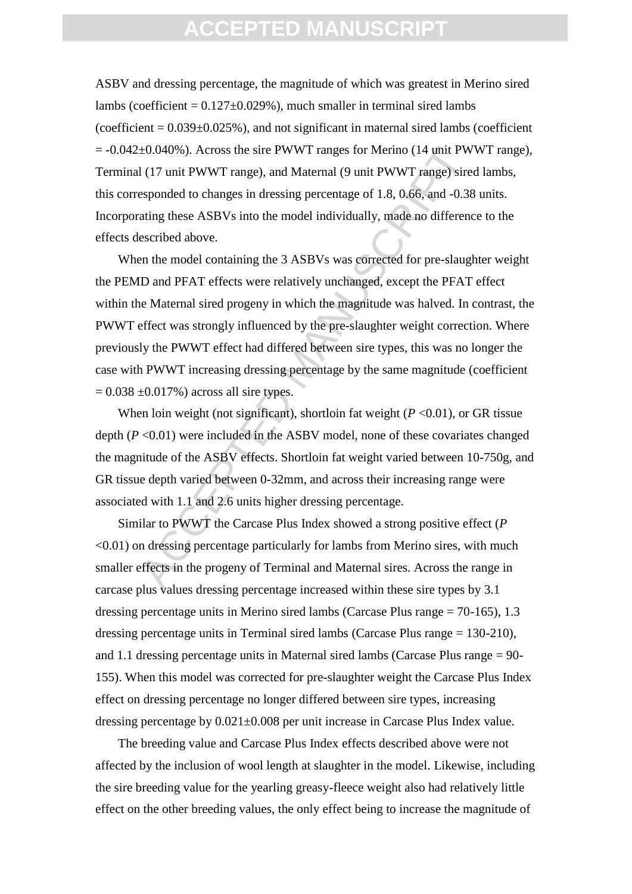ASBV and dressing percentage, the magnitude of which was greatest in Merino sired lambs (coefficient = 0.127±0.029%), much smaller in terminal sired lambs (coefficient = 0.039±0.025%), and not significant in maternal sired lambs (coefficient = -0.042±0.040%). Across the sire PWWT ranges for Merino (14 unit PWWT range), Terminal (17 unit PWWT range), and Maternal (9 unit PWWT range) sired lambs, this corresponded to changes in dressing percentage of 1.8, 0.66, and -0.38 units. Incorporating these ASBVs into the model individually, made no difference to the effects described above.

When the model containing the 3 ASBVs was corrected for pre-slaughter weight the PEMD and PFAT effects were relatively unchanged, except the PFAT effect within the Maternal sired progeny in which the magnitude was halved. In contrast, the PWWT effect was strongly influenced by the pre-slaughter weight correction. Where previously the PWWT effect had differed between sire types, this was no longer the case with PWWT increasing dressing percentage by the same magnitude (coefficient = 0.038 ±0.017%) across all sire types.

When loin weight (not significant), shortloin fat weight ($P$ <0.01), or GR tissue depth ($P$ <0.01) were included in the ASBV model, none of these covariates changed the magnitude of the ASBV effects. Shortloin fat weight varied between 10-750g, and GR tissue depth varied between 0-32mm, and across their increasing range were associated with 1.1 and 2.6 units higher dressing percentage.

Similar to PWWT the Carcase Plus Index showed a strong positive effect ($P$ <0.01) on dressing percentage particularly for lambs from Merino sires, with much smaller effects in the progeny of Terminal and Maternal sires. Across the range in carcase plus values dressing percentage increased within these sire types by 3.1 dressing percentage units in Merino sired lambs (Carcase Plus range = 70-165), 1.3 dressing percentage units in Terminal sired lambs (Carcase Plus range = 130-210), and 1.1 dressing percentage units in Maternal sired lambs (Carcase Plus range = 90-155). When this model was corrected for pre-slaughter weight the Carcase Plus Index effect on dressing percentage no longer differed between sire types, increasing dressing percentage by 0.021±0.008 per unit increase in Carcase Plus Index value.

The breeding value and Carcase Plus Index effects described above were not affected by the inclusion of wool length at slaughter in the model. Likewise, including the sire breeding value for the yearling greasy-fleece weight also had relatively little effect on the other breeding values, the only effect being to increase the magnitude of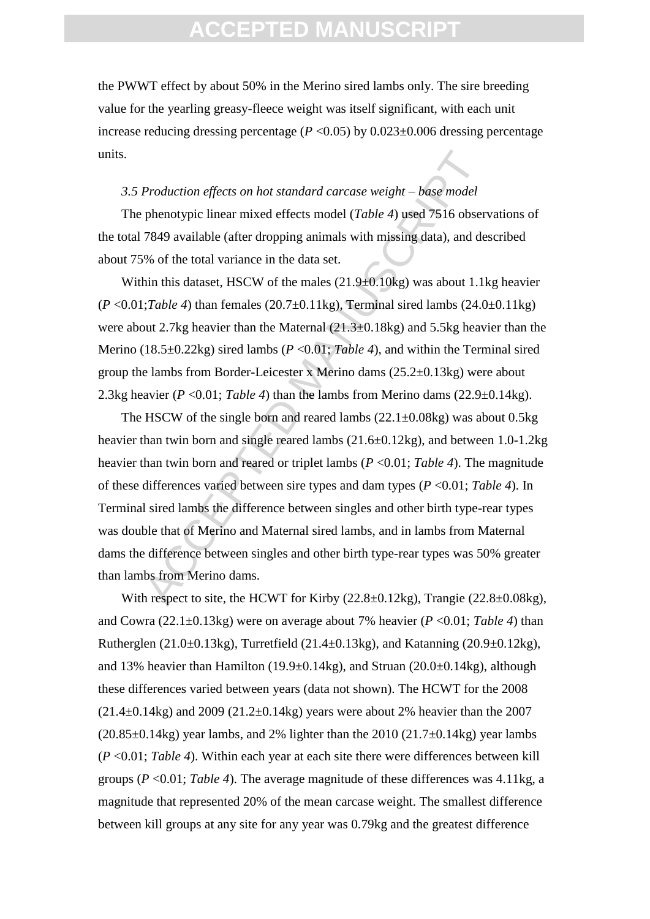the PWWT effect by about 50% in the Merino sired lambs only. The sire breeding value for the yearling greasy-fleece weight was itself significant, with each unit increase reducing dressing percentage ($P$ <0.05) by 0.023±0.006 dressing percentage units.

*3.5 Production effects on hot standard carcase weight – base model*

The phenotypic linear mixed effects model (*Table 4*) used 7516 observations of the total 7849 available (after dropping animals with missing data), and described about 75% of the total variance in the data set.

Within this dataset, HSCW of the males (21.9±0.10kg) was about 1.1kg heavier ($P$ <0.01;*Table 4*) than females (20.7±0.11kg), Terminal sired lambs (24.0±0.11kg) were about 2.7kg heavier than the Maternal (21.3±0.18kg) and 5.5kg heavier than the Merino (18.5±0.22kg) sired lambs ($P$ <0.01; *Table 4*), and within the Terminal sired group the lambs from Border-Leicester x Merino dams (25.2±0.13kg) were about 2.3kg heavier ($P$ <0.01; *Table 4*) than the lambs from Merino dams (22.9±0.14kg).

The HSCW of the single born and reared lambs (22.1±0.08kg) was about 0.5kg heavier than twin born and single reared lambs (21.6±0.12kg), and between 1.0-1.2kg heavier than twin born and reared or triplet lambs ($P$ <0.01; *Table 4*). The magnitude of these differences varied between sire types and dam types ($P$ <0.01; *Table 4*). In Terminal sired lambs the difference between singles and other birth type-rear types was double that of Merino and Maternal sired lambs, and in lambs from Maternal dams the difference between singles and other birth type-rear types was 50% greater than lambs from Merino dams.

With respect to site, the HCWT for Kirby (22.8±0.12kg), Trangie (22.8±0.08kg), and Cowra (22.1±0.13kg) were on average about 7% heavier ($P$ <0.01; *Table 4*) than Rutherglen (21.0±0.13kg), Turretfield (21.4±0.13kg), and Katanning (20.9±0.12kg), and 13% heavier than Hamilton (19.9±0.14kg), and Struan (20.0±0.14kg), although these differences varied between years (data not shown). The HCWT for the 2008 (21.4±0.14kg) and 2009 (21.2±0.14kg) years were about 2% heavier than the 2007 (20.85±0.14kg) year lambs, and 2% lighter than the 2010 (21.7±0.14kg) year lambs ($P$ <0.01; *Table 4*). Within each year at each site there were differences between kill groups ($P$ <0.01; *Table 4*). The average magnitude of these differences was 4.11kg, a magnitude that represented 20% of the mean carcase weight. The smallest difference between kill groups at any site for any year was 0.79kg and the greatest difference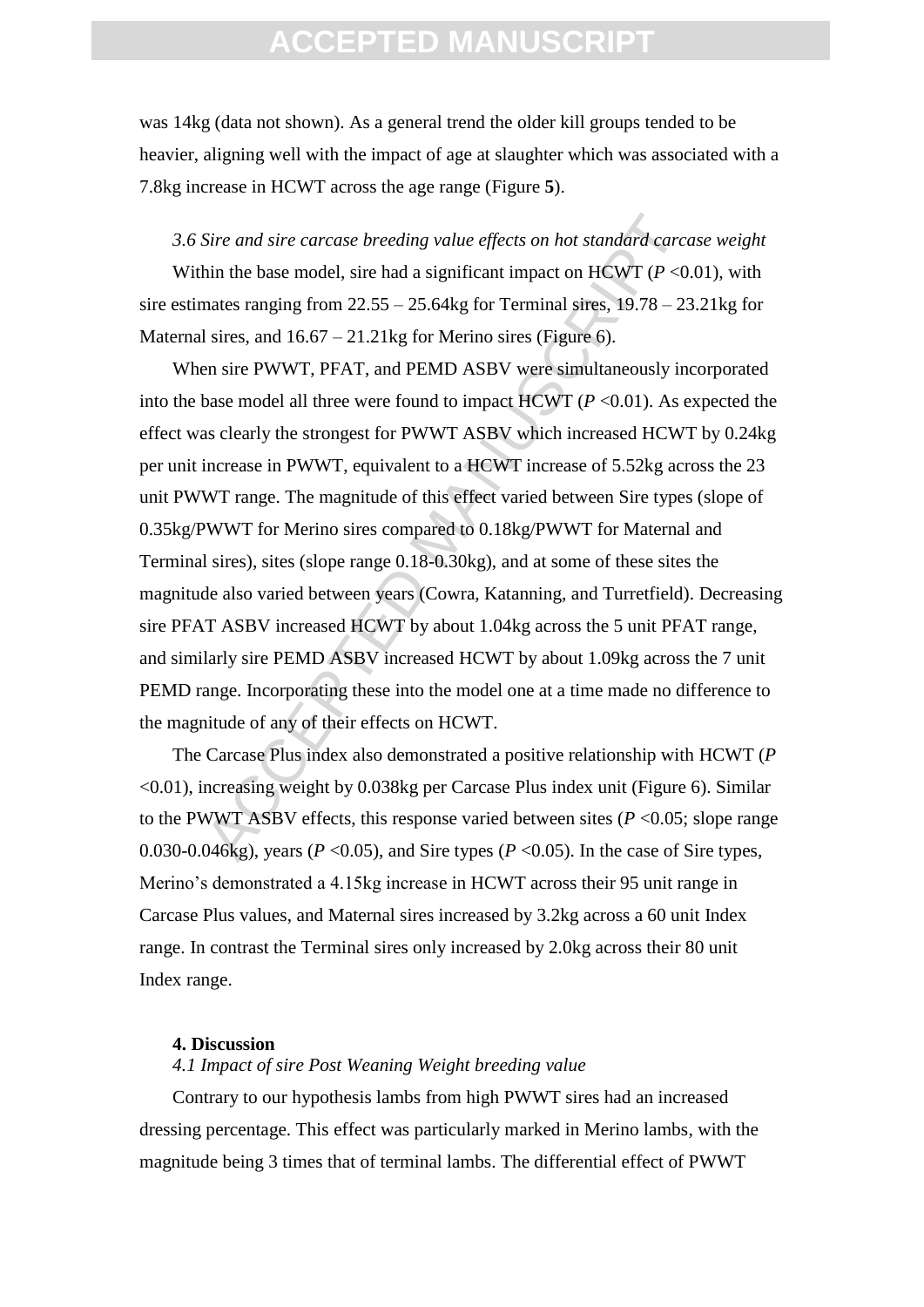was 14kg (data not shown). As a general trend the older kill groups tended to be heavier, aligning well with the impact of age at slaughter which was associated with a 7.8kg increase in HCWT across the age range (Figure **5**).

*3.6 Sire and sire carcase breeding value effects on hot standard carcase weight*

Within the base model, sire had a significant impact on HCWT ($P$ <0.01), with sire estimates ranging from 22.55 – 25.64kg for Terminal sires, 19.78 – 23.21kg for Maternal sires, and 16.67 – 21.21kg for Merino sires (Figure 6).

When sire PWWT, PFAT, and PEMD ASBV were simultaneously incorporated into the base model all three were found to impact HCWT ($P$ <0.01). As expected the effect was clearly the strongest for PWWT ASBV which increased HCWT by 0.24kg per unit increase in PWWT, equivalent to a HCWT increase of 5.52kg across the 23 unit PWWT range. The magnitude of this effect varied between Sire types (slope of 0.35kg/PWWT for Merino sires compared to 0.18kg/PWWT for Maternal and Terminal sires), sites (slope range 0.18-0.30kg), and at some of these sites the magnitude also varied between years (Cowra, Katanning, and Turretfield). Decreasing sire PFAT ASBV increased HCWT by about 1.04kg across the 5 unit PFAT range, and similarly sire PEMD ASBV increased HCWT by about 1.09kg across the 7 unit PEMD range. Incorporating these into the model one at a time made no difference to the magnitude of any of their effects on HCWT.

The Carcase Plus index also demonstrated a positive relationship with HCWT ($P$ <0.01), increasing weight by 0.038kg per Carcase Plus index unit (Figure 6). Similar to the PWWT ASBV effects, this response varied between sites ($P$ <0.05; slope range 0.030-0.046kg), years ($P$ <0.05), and Sire types ($P$ <0.05). In the case of Sire types, Merino's demonstrated a 4.15kg increase in HCWT across their 95 unit range in Carcase Plus values, and Maternal sires increased by 3.2kg across a 60 unit Index range. In contrast the Terminal sires only increased by 2.0kg across their 80 unit Index range.

## 4. Discussion

*4.1 Impact of sire Post Weaning Weight breeding value*

Contrary to our hypothesis lambs from high PWWT sires had an increased dressing percentage. This effect was particularly marked in Merino lambs, with the magnitude being 3 times that of terminal lambs. The differential effect of PWWT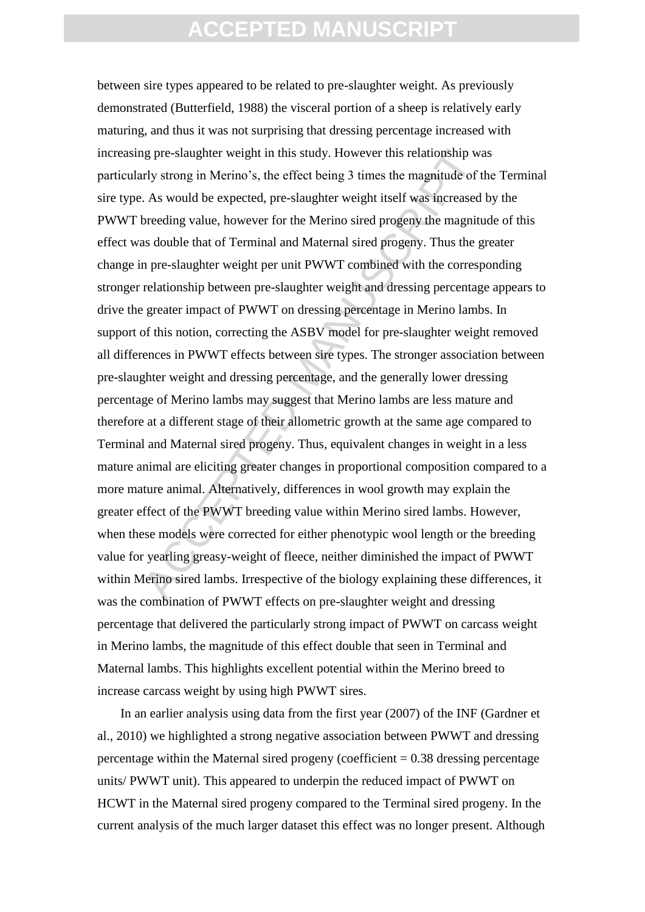between sire types appeared to be related to pre-slaughter weight. As previously demonstrated (Butterfield, 1988) the visceral portion of a sheep is relatively early maturing, and thus it was not surprising that dressing percentage increased with increasing pre-slaughter weight in this study. However this relationship was particularly strong in Merino's, the effect being 3 times the magnitude of the Terminal sire type. As would be expected, pre-slaughter weight itself was increased by the PWWT breeding value, however for the Merino sired progeny the magnitude of this effect was double that of Terminal and Maternal sired progeny. Thus the greater change in pre-slaughter weight per unit PWWT combined with the corresponding stronger relationship between pre-slaughter weight and dressing percentage appears to drive the greater impact of PWWT on dressing percentage in Merino lambs. In support of this notion, correcting the ASBV model for pre-slaughter weight removed all differences in PWWT effects between sire types. The stronger association between pre-slaughter weight and dressing percentage, and the generally lower dressing percentage of Merino lambs may suggest that Merino lambs are less mature and therefore at a different stage of their allometric growth at the same age compared to Terminal and Maternal sired progeny. Thus, equivalent changes in weight in a less mature animal are eliciting greater changes in proportional composition compared to a more mature animal. Alternatively, differences in wool growth may explain the greater effect of the PWWT breeding value within Merino sired lambs. However, when these models were corrected for either phenotypic wool length or the breeding value for yearling greasy-weight of fleece, neither diminished the impact of PWWT within Merino sired lambs. Irrespective of the biology explaining these differences, it was the combination of PWWT effects on pre-slaughter weight and dressing percentage that delivered the particularly strong impact of PWWT on carcass weight in Merino lambs, the magnitude of this effect double that seen in Terminal and Maternal lambs. This highlights excellent potential within the Merino breed to increase carcass weight by using high PWWT sires.

In an earlier analysis using data from the first year (2007) of the INF (Gardner et al., 2010) we highlighted a strong negative association between PWWT and dressing percentage within the Maternal sired progeny (coefficient = 0.38 dressing percentage units/ PWWT unit). This appeared to underpin the reduced impact of PWWT on HCWT in the Maternal sired progeny compared to the Terminal sired progeny. In the current analysis of the much larger dataset this effect was no longer present. Although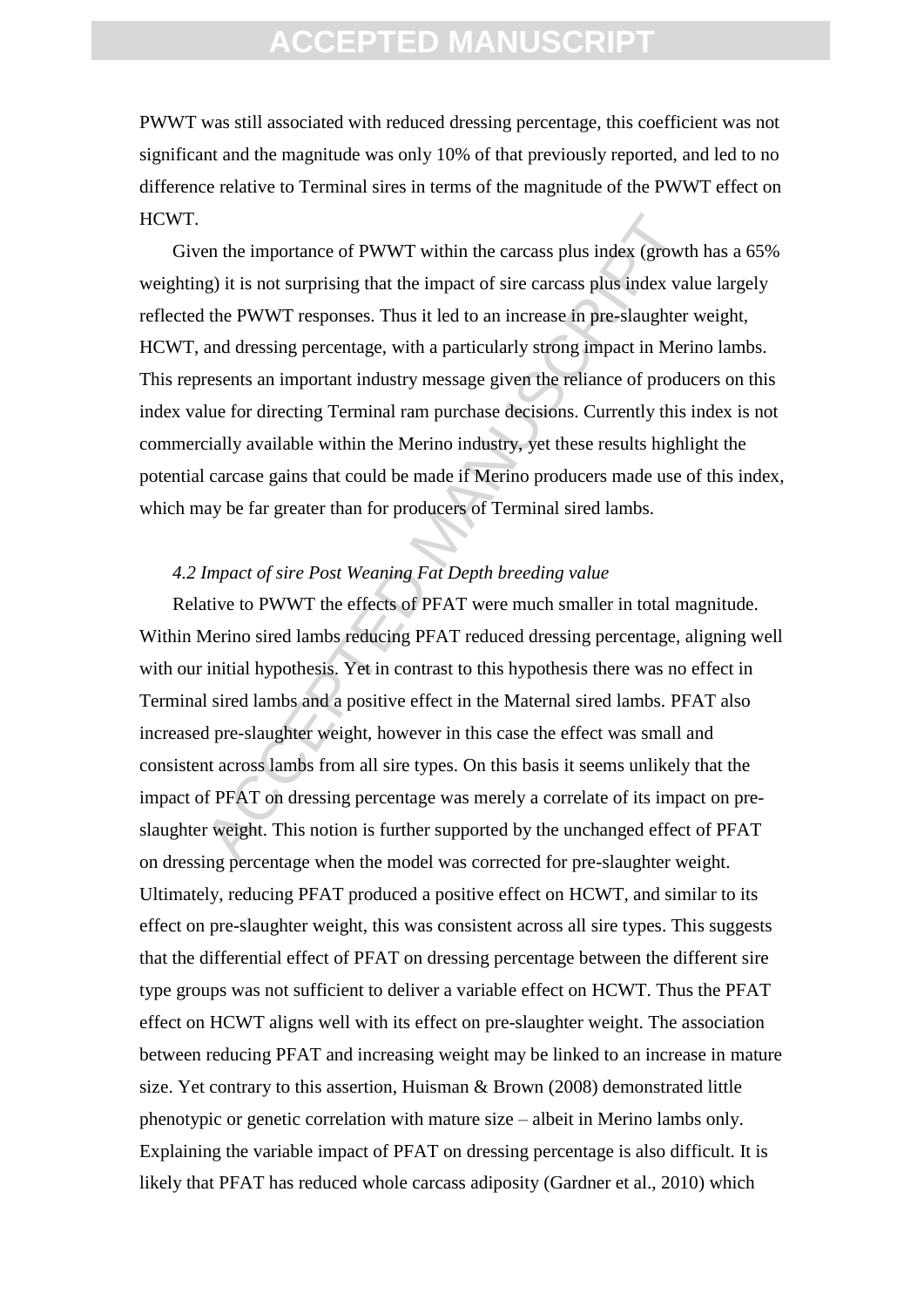PWWT was still associated with reduced dressing percentage, this coefficient was not significant and the magnitude was only 10% of that previously reported, and led to no difference relative to Terminal sires in terms of the magnitude of the PWWT effect on HCWT.

Given the importance of PWWT within the carcass plus index (growth has a 65% weighting) it is not surprising that the impact of sire carcass plus index value largely reflected the PWWT responses. Thus it led to an increase in pre-slaughter weight, HCWT, and dressing percentage, with a particularly strong impact in Merino lambs. This represents an important industry message given the reliance of producers on this index value for directing Terminal ram purchase decisions. Currently this index is not commercially available within the Merino industry, yet these results highlight the potential carcase gains that could be made if Merino producers made use of this index, which may be far greater than for producers of Terminal sired lambs.

### *4.2 Impact of sire Post Weaning Fat Depth breeding value*

Relative to PWWT the effects of PFAT were much smaller in total magnitude. Within Merino sired lambs reducing PFAT reduced dressing percentage, aligning well with our initial hypothesis. Yet in contrast to this hypothesis there was no effect in Terminal sired lambs and a positive effect in the Maternal sired lambs. PFAT also increased pre-slaughter weight, however in this case the effect was small and consistent across lambs from all sire types. On this basis it seems unlikely that the impact of PFAT on dressing percentage was merely a correlate of its impact on pre-slaughter weight. This notion is further supported by the unchanged effect of PFAT on dressing percentage when the model was corrected for pre-slaughter weight. Ultimately, reducing PFAT produced a positive effect on HCWT, and similar to its effect on pre-slaughter weight, this was consistent across all sire types. This suggests that the differential effect of PFAT on dressing percentage between the different sire type groups was not sufficient to deliver a variable effect on HCWT. Thus the PFAT effect on HCWT aligns well with its effect on pre-slaughter weight. The association between reducing PFAT and increasing weight may be linked to an increase in mature size. Yet contrary to this assertion, Huisman & Brown (2008) demonstrated little phenotypic or genetic correlation with mature size – albeit in Merino lambs only. Explaining the variable impact of PFAT on dressing percentage is also difficult. It is likely that PFAT has reduced whole carcass adiposity (Gardner et al., 2010) which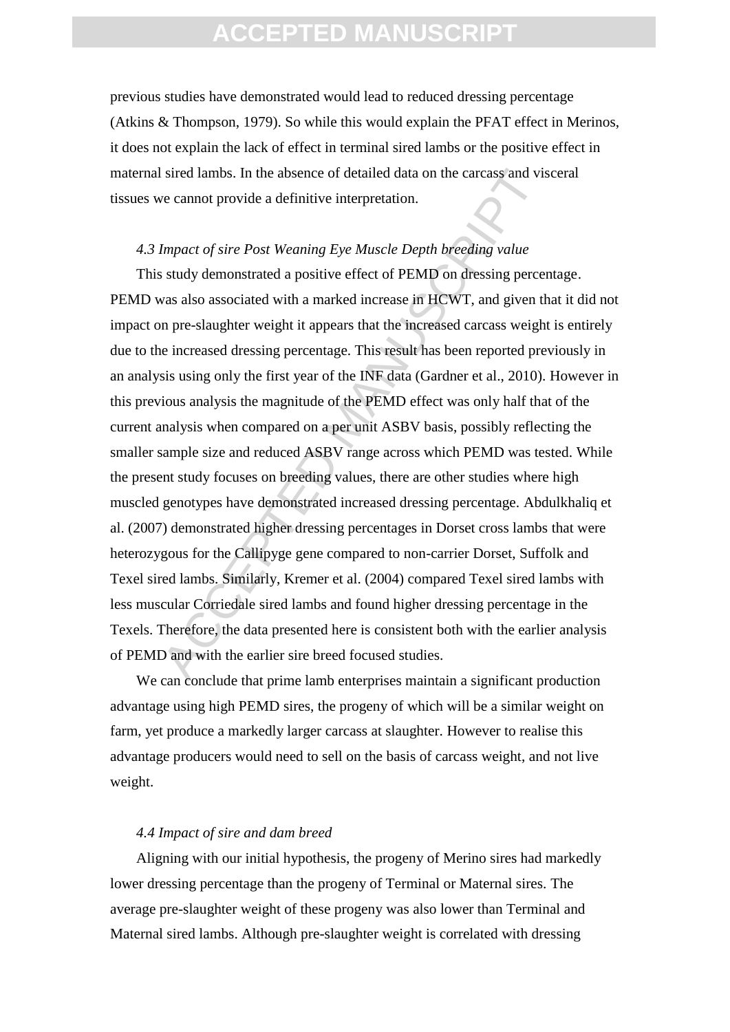previous studies have demonstrated would lead to reduced dressing percentage (Atkins & Thompson, 1979). So while this would explain the PFAT effect in Merinos, it does not explain the lack of effect in terminal sired lambs or the positive effect in maternal sired lambs. In the absence of detailed data on the carcass and visceral tissues we cannot provide a definitive interpretation.

*4.3 Impact of sire Post Weaning Eye Muscle Depth breeding value*

This study demonstrated a positive effect of PEMD on dressing percentage. PEMD was also associated with a marked increase in HCWT, and given that it did not impact on pre-slaughter weight it appears that the increased carcass weight is entirely due to the increased dressing percentage. This result has been reported previously in an analysis using only the first year of the INF data (Gardner et al., 2010). However in this previous analysis the magnitude of the PEMD effect was only half that of the current analysis when compared on a per unit ASBV basis, possibly reflecting the smaller sample size and reduced ASBV range across which PEMD was tested. While the present study focuses on breeding values, there are other studies where high muscled genotypes have demonstrated increased dressing percentage. Abdulkhaliq et al. (2007) demonstrated higher dressing percentages in Dorset cross lambs that were heterozygous for the Callipyge gene compared to non-carrier Dorset, Suffolk and Texel sired lambs. Similarly, Kremer et al. (2004) compared Texel sired lambs with less muscular Corriedale sired lambs and found higher dressing percentage in the Texels. Therefore, the data presented here is consistent both with the earlier analysis of PEMD and with the earlier sire breed focused studies.

We can conclude that prime lamb enterprises maintain a significant production advantage using high PEMD sires, the progeny of which will be a similar weight on farm, yet produce a markedly larger carcass at slaughter. However to realise this advantage producers would need to sell on the basis of carcass weight, and not live weight.

*4.4 Impact of sire and dam breed*

Aligning with our initial hypothesis, the progeny of Merino sires had markedly lower dressing percentage than the progeny of Terminal or Maternal sires. The average pre-slaughter weight of these progeny was also lower than Terminal and Maternal sired lambs. Although pre-slaughter weight is correlated with dressing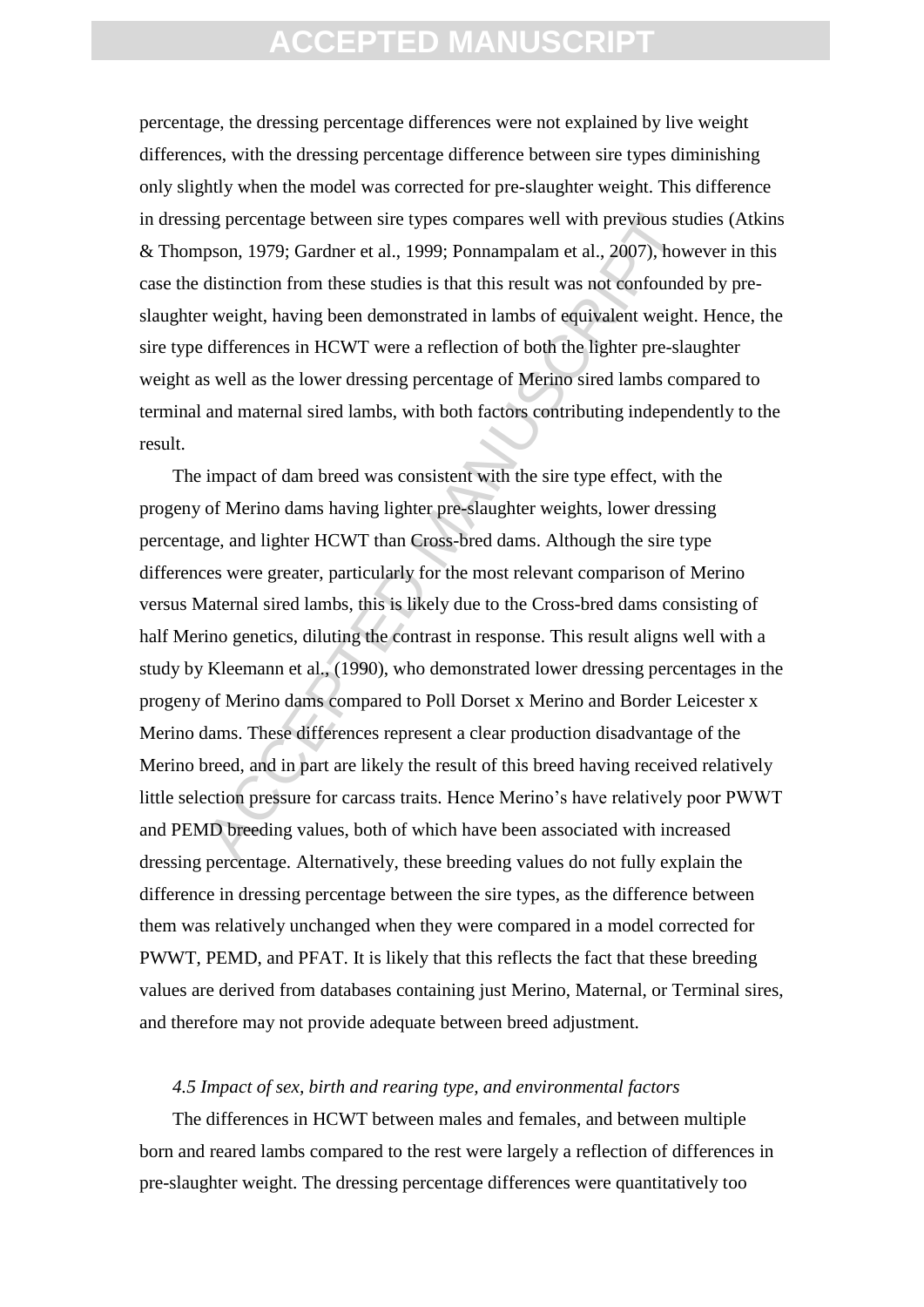percentage, the dressing percentage differences were not explained by live weight differences, with the dressing percentage difference between sire types diminishing only slightly when the model was corrected for pre-slaughter weight. This difference in dressing percentage between sire types compares well with previous studies (Atkins & Thompson, 1979; Gardner et al., 1999; Ponnampalam et al., 2007), however in this case the distinction from these studies is that this result was not confounded by pre-slaughter weight, having been demonstrated in lambs of equivalent weight. Hence, the sire type differences in HCWT were a reflection of both the lighter pre-slaughter weight as well as the lower dressing percentage of Merino sired lambs compared to terminal and maternal sired lambs, with both factors contributing independently to the result.

The impact of dam breed was consistent with the sire type effect, with the progeny of Merino dams having lighter pre-slaughter weights, lower dressing percentage, and lighter HCWT than Cross-bred dams. Although the sire type differences were greater, particularly for the most relevant comparison of Merino versus Maternal sired lambs, this is likely due to the Cross-bred dams consisting of half Merino genetics, diluting the contrast in response. This result aligns well with a study by Kleemann et al., (1990), who demonstrated lower dressing percentages in the progeny of Merino dams compared to Poll Dorset x Merino and Border Leicester x Merino dams. These differences represent a clear production disadvantage of the Merino breed, and in part are likely the result of this breed having received relatively little selection pressure for carcass traits. Hence Merino's have relatively poor PWWT and PEMD breeding values, both of which have been associated with increased dressing percentage. Alternatively, these breeding values do not fully explain the difference in dressing percentage between the sire types, as the difference between them was relatively unchanged when they were compared in a model corrected for PWWT, PEMD, and PFAT. It is likely that this reflects the fact that these breeding values are derived from databases containing just Merino, Maternal, or Terminal sires, and therefore may not provide adequate between breed adjustment.

### *4.5 Impact of sex, birth and rearing type, and environmental factors*

The differences in HCWT between males and females, and between multiple born and reared lambs compared to the rest were largely a reflection of differences in pre-slaughter weight. The dressing percentage differences were quantitatively too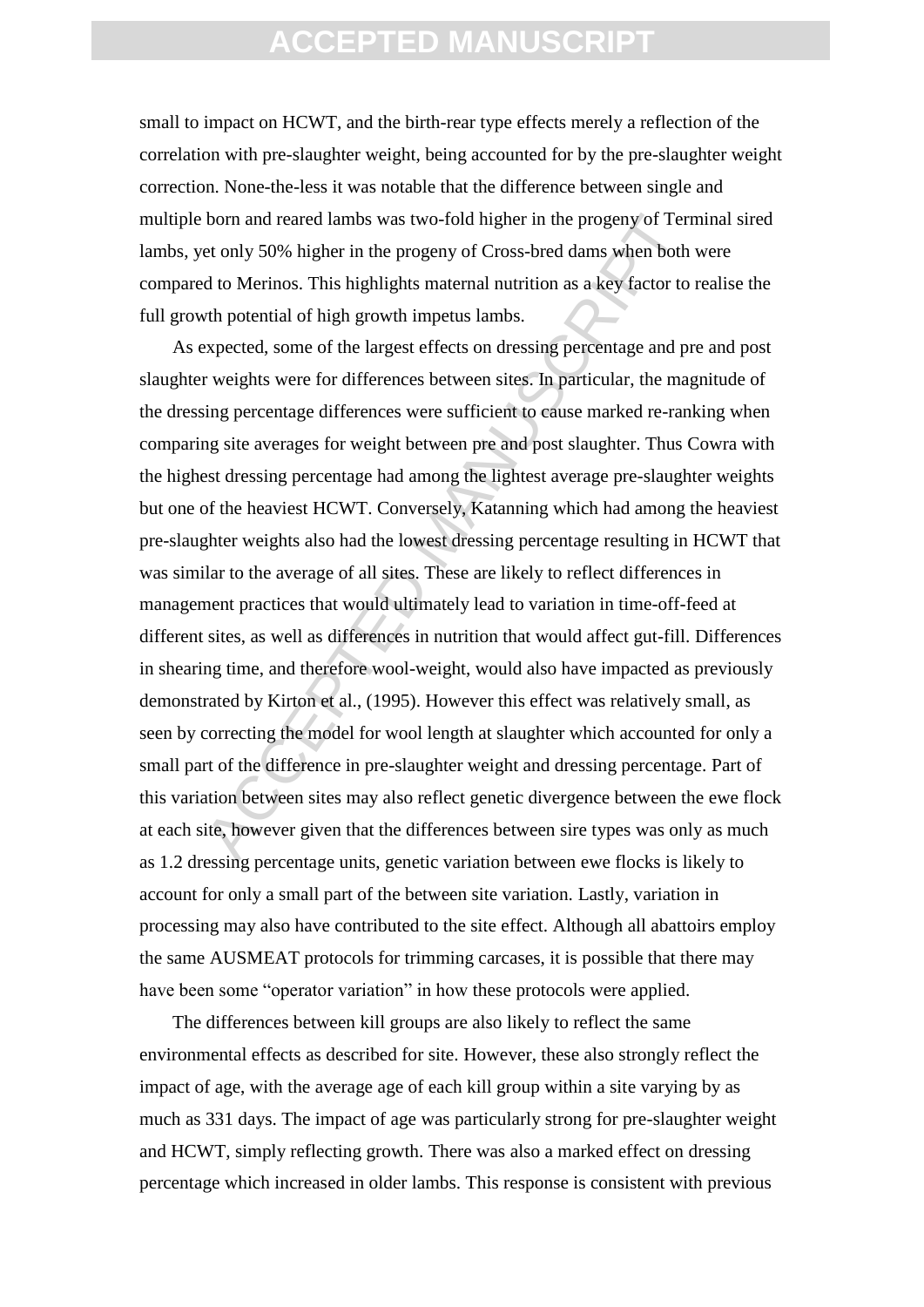small to impact on HCWT, and the birth-rear type effects merely a reflection of the correlation with pre-slaughter weight, being accounted for by the pre-slaughter weight correction. None-the-less it was notable that the difference between single and multiple born and reared lambs was two-fold higher in the progeny of Terminal sired lambs, yet only 50% higher in the progeny of Cross-bred dams when both were compared to Merinos. This highlights maternal nutrition as a key factor to realise the full growth potential of high growth impetus lambs.

As expected, some of the largest effects on dressing percentage and pre and post slaughter weights were for differences between sites. In particular, the magnitude of the dressing percentage differences were sufficient to cause marked re-ranking when comparing site averages for weight between pre and post slaughter. Thus Cowra with the highest dressing percentage had among the lightest average pre-slaughter weights but one of the heaviest HCWT. Conversely, Katanning which had among the heaviest pre-slaughter weights also had the lowest dressing percentage resulting in HCWT that was similar to the average of all sites. These are likely to reflect differences in management practices that would ultimately lead to variation in time-off-feed at different sites, as well as differences in nutrition that would affect gut-fill. Differences in shearing time, and therefore wool-weight, would also have impacted as previously demonstrated by Kirton et al., (1995). However this effect was relatively small, as seen by correcting the model for wool length at slaughter which accounted for only a small part of the difference in pre-slaughter weight and dressing percentage. Part of this variation between sites may also reflect genetic divergence between the ewe flock at each site, however given that the differences between sire types was only as much as 1.2 dressing percentage units, genetic variation between ewe flocks is likely to account for only a small part of the between site variation. Lastly, variation in processing may also have contributed to the site effect. Although all abattoirs employ the same AUSMEAT protocols for trimming carcases, it is possible that there may have been some "operator variation" in how these protocols were applied.

The differences between kill groups are also likely to reflect the same environmental effects as described for site. However, these also strongly reflect the impact of age, with the average age of each kill group within a site varying by as much as 331 days. The impact of age was particularly strong for pre-slaughter weight and HCWT, simply reflecting growth. There was also a marked effect on dressing percentage which increased in older lambs. This response is consistent with previous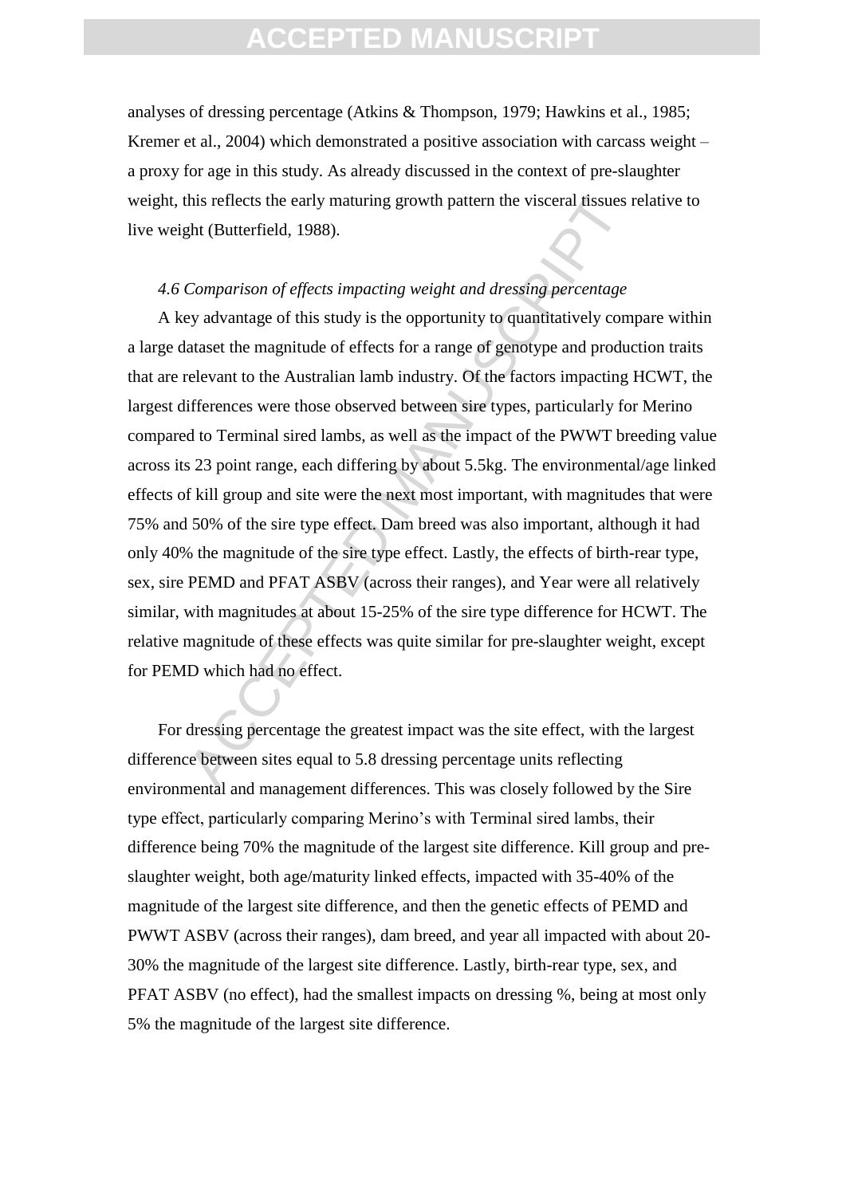analyses of dressing percentage (Atkins & Thompson, 1979; Hawkins et al., 1985; Kremer et al., 2004) which demonstrated a positive association with carcass weight – a proxy for age in this study. As already discussed in the context of pre-slaughter weight, this reflects the early maturing growth pattern the visceral tissues relative to live weight (Butterfield, 1988).

*4.6 Comparison of effects impacting weight and dressing percentage*

A key advantage of this study is the opportunity to quantitatively compare within a large dataset the magnitude of effects for a range of genotype and production traits that are relevant to the Australian lamb industry. Of the factors impacting HCWT, the largest differences were those observed between sire types, particularly for Merino compared to Terminal sired lambs, as well as the impact of the PWWT breeding value across its 23 point range, each differing by about 5.5kg. The environmental/age linked effects of kill group and site were the next most important, with magnitudes that were 75% and 50% of the sire type effect. Dam breed was also important, although it had only 40% the magnitude of the sire type effect. Lastly, the effects of birth-rear type, sex, sire PEMD and PFAT ASBV (across their ranges), and Year were all relatively similar, with magnitudes at about 15-25% of the sire type difference for HCWT. The relative magnitude of these effects was quite similar for pre-slaughter weight, except for PEMD which had no effect.

For dressing percentage the greatest impact was the site effect, with the largest difference between sites equal to 5.8 dressing percentage units reflecting environmental and management differences. This was closely followed by the Sire type effect, particularly comparing Merino's with Terminal sired lambs, their difference being 70% the magnitude of the largest site difference. Kill group and pre-slaughter weight, both age/maturity linked effects, impacted with 35-40% of the magnitude of the largest site difference, and then the genetic effects of PEMD and PWWT ASBV (across their ranges), dam breed, and year all impacted with about 20-30% the magnitude of the largest site difference. Lastly, birth-rear type, sex, and PFAT ASBV (no effect), had the smallest impacts on dressing %, being at most only 5% the magnitude of the largest site difference.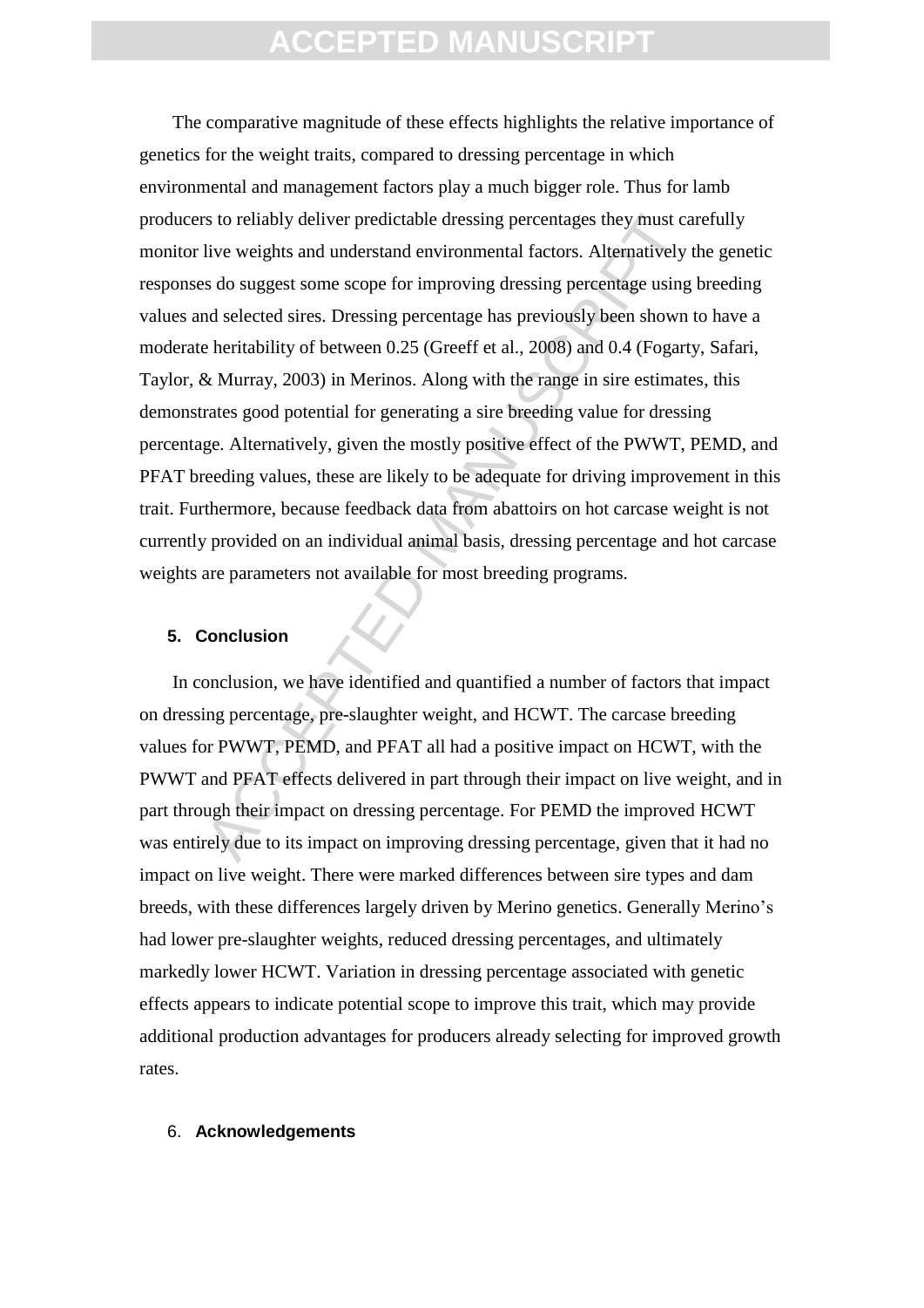The comparative magnitude of these effects highlights the relative importance of genetics for the weight traits, compared to dressing percentage in which environmental and management factors play a much bigger role. Thus for lamb producers to reliably deliver predictable dressing percentages they must carefully monitor live weights and understand environmental factors. Alternatively the genetic responses do suggest some scope for improving dressing percentage using breeding values and selected sires. Dressing percentage has previously been shown to have a moderate heritability of between 0.25 (Greeff et al., 2008) and 0.4 (Fogarty, Safari, Taylor, & Murray, 2003) in Merinos. Along with the range in sire estimates, this demonstrates good potential for generating a sire breeding value for dressing percentage. Alternatively, given the mostly positive effect of the PWWT, PEMD, and PFAT breeding values, these are likely to be adequate for driving improvement in this trait. Furthermore, because feedback data from abattoirs on hot carcase weight is not currently provided on an individual animal basis, dressing percentage and hot carcase weights are parameters not available for most breeding programs.

## 5. Conclusion

In conclusion, we have identified and quantified a number of factors that impact on dressing percentage, pre-slaughter weight, and HCWT. The carcase breeding values for PWWT, PEMD, and PFAT all had a positive impact on HCWT, with the PWWT and PFAT effects delivered in part through their impact on live weight, and in part through their impact on dressing percentage. For PEMD the improved HCWT was entirely due to its impact on improving dressing percentage, given that it had no impact on live weight. There were marked differences between sire types and dam breeds, with these differences largely driven by Merino genetics. Generally Merino's had lower pre-slaughter weights, reduced dressing percentages, and ultimately markedly lower HCWT. Variation in dressing percentage associated with genetic effects appears to indicate potential scope to improve this trait, which may provide additional production advantages for producers already selecting for improved growth rates.

## 6. Acknowledgements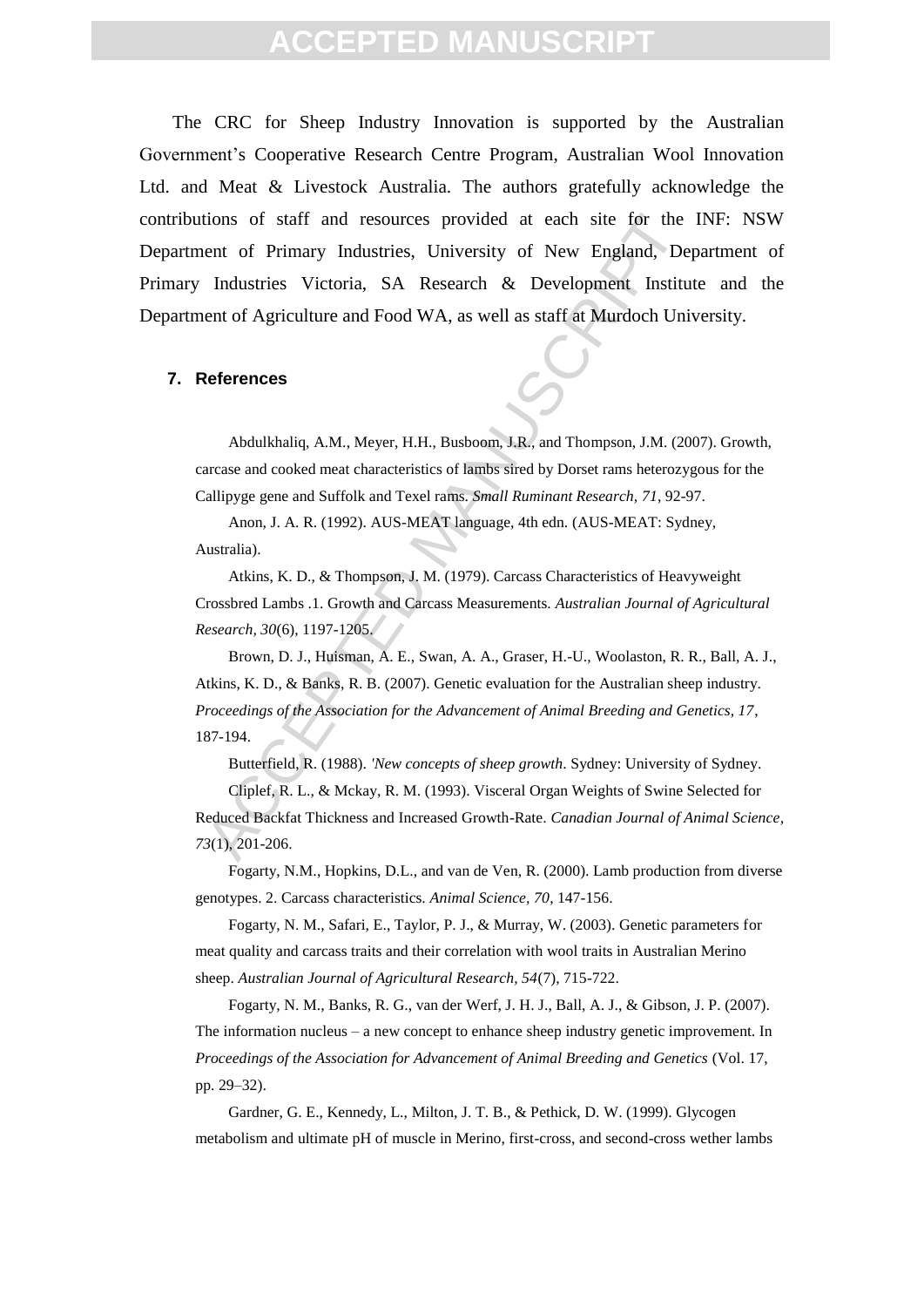The CRC for Sheep Industry Innovation is supported by the Australian Government's Cooperative Research Centre Program, Australian Wool Innovation Ltd. and Meat & Livestock Australia. The authors gratefully acknowledge the contributions of staff and resources provided at each site for the INF: NSW Department of Primary Industries, University of New England, Department of Primary Industries Victoria, SA Research & Development Institute and the Department of Agriculture and Food WA, as well as staff at Murdoch University.

## 7. References

Abdulkhaliq, A.M., Meyer, H.H., Busboom, J.R., and Thompson, J.M. (2007). Growth, carcase and cooked meat characteristics of lambs sired by Dorset rams heterozygous for the Callipyge gene and Suffolk and Texel rams. *Small Ruminant Research, 71*, 92-97.

Anon, J. A. R. (1992). AUS-MEAT language, 4th edn. (AUS-MEAT: Sydney, Australia).

Atkins, K. D., & Thompson, J. M. (1979). Carcass Characteristics of Heavyweight Crossbred Lambs .1. Growth and Carcass Measurements. *Australian Journal of Agricultural Research, 30*(6), 1197-1205.

Brown, D. J., Huisman, A. E., Swan, A. A., Graser, H.-U., Woolaston, R. R., Ball, A. J., Atkins, K. D., & Banks, R. B. (2007). Genetic evaluation for the Australian sheep industry. *Proceedings of the Association for the Advancement of Animal Breeding and Genetics, 17*, 187-194.

Butterfield, R. (1988). *'New concepts of sheep growth*. Sydney: University of Sydney.

Cliplef, R. L., & Mckay, R. M. (1993). Visceral Organ Weights of Swine Selected for Reduced Backfat Thickness and Increased Growth-Rate. *Canadian Journal of Animal Science, 73*(1), 201-206.

Fogarty, N.M., Hopkins, D.L., and van de Ven, R. (2000). Lamb production from diverse genotypes. 2. Carcass characteristics. *Animal Science, 70*, 147-156.

Fogarty, N. M., Safari, E., Taylor, P. J., & Murray, W. (2003). Genetic parameters for meat quality and carcass traits and their correlation with wool traits in Australian Merino sheep. *Australian Journal of Agricultural Research, 54*(7), 715-722.

Fogarty, N. M., Banks, R. G., van der Werf, J. H. J., Ball, A. J., & Gibson, J. P. (2007). The information nucleus – a new concept to enhance sheep industry genetic improvement. In *Proceedings of the Association for Advancement of Animal Breeding and Genetics* (Vol. 17, pp. 29–32).

Gardner, G. E., Kennedy, L., Milton, J. T. B., & Pethick, D. W. (1999). Glycogen metabolism and ultimate pH of muscle in Merino, first-cross, and second-cross wether lambs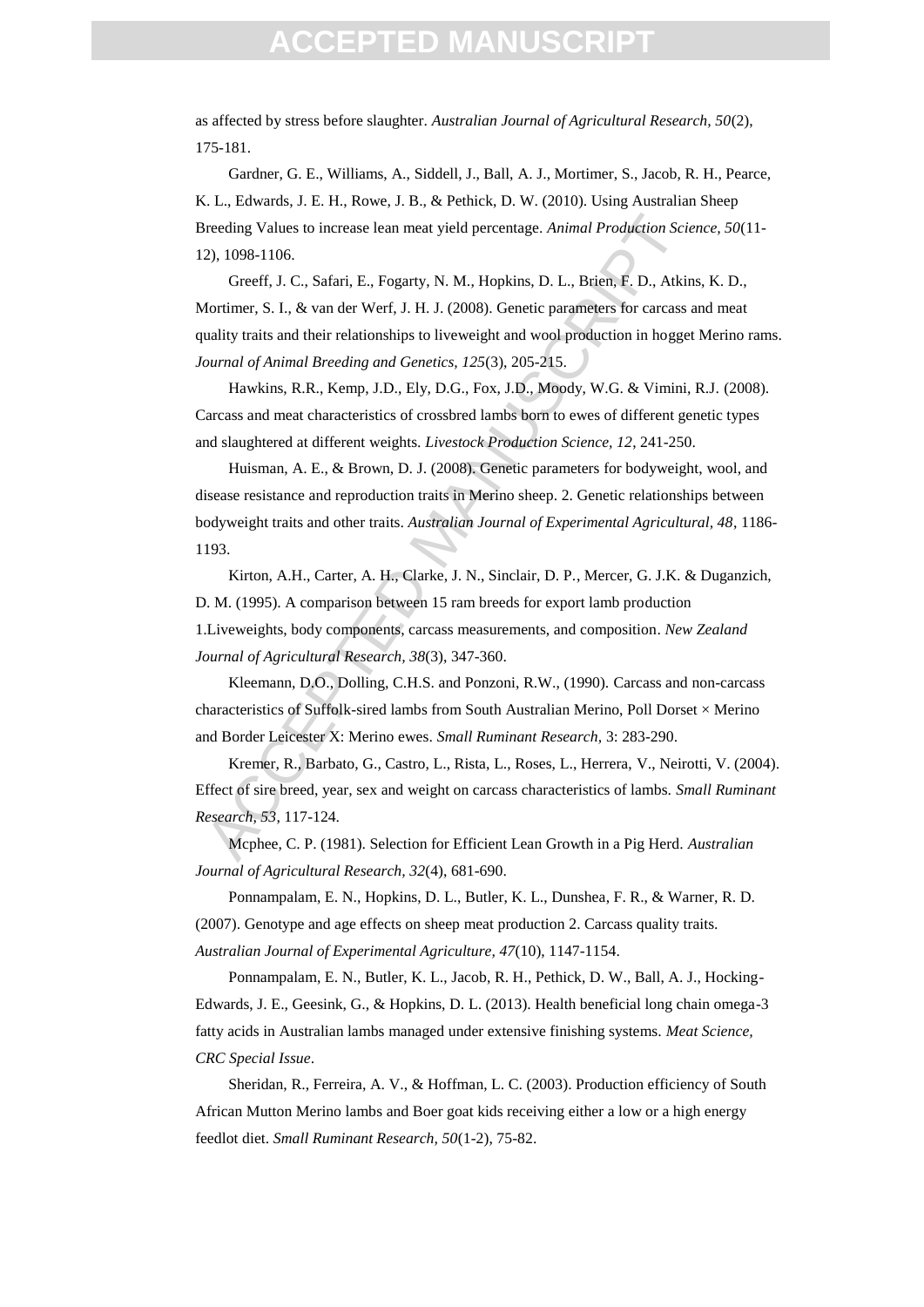as affected by stress before slaughter. *Australian Journal of Agricultural Research, 50*(2), 175-181.

Gardner, G. E., Williams, A., Siddell, J., Ball, A. J., Mortimer, S., Jacob, R. H., Pearce, K. L., Edwards, J. E. H., Rowe, J. B., & Pethick, D. W. (2010). Using Australian Sheep Breeding Values to increase lean meat yield percentage. *Animal Production Science, 50*(11-12), 1098-1106.

Greeff, J. C., Safari, E., Fogarty, N. M., Hopkins, D. L., Brien, F. D., Atkins, K. D., Mortimer, S. I., & van der Werf, J. H. J. (2008). Genetic parameters for carcass and meat quality traits and their relationships to liveweight and wool production in hogget Merino rams. *Journal of Animal Breeding and Genetics, 125*(3), 205-215.

Hawkins, R.R., Kemp, J.D., Ely, D.G., Fox, J.D., Moody, W.G. & Vimini, R.J. (2008). Carcass and meat characteristics of crossbred lambs born to ewes of different genetic types and slaughtered at different weights. *Livestock Production Science, 12*, 241-250.

Huisman, A. E., & Brown, D. J. (2008). Genetic parameters for bodyweight, wool, and disease resistance and reproduction traits in Merino sheep. 2. Genetic relationships between bodyweight traits and other traits. *Australian Journal of Experimental Agricultural, 48*, 1186-1193.

Kirton, A.H., Carter, A. H., Clarke, J. N., Sinclair, D. P., Mercer, G. J.K. & Duganzich, D. M. (1995). A comparison between 15 ram breeds for export lamb production 1.Liveweights, body components, carcass measurements, and composition. *New Zealand Journal of Agricultural Research, 38*(3), 347-360.

Kleemann, D.O., Dolling, C.H.S. and Ponzoni, R.W., (1990). Carcass and non-carcass characteristics of Suffolk-sired lambs from South Australian Merino, Poll Dorset × Merino and Border Leicester X: Merino ewes. *Small Ruminant Research,* 3: 283-290.

Kremer, R., Barbato, G., Castro, L., Rista, L., Roses, L., Herrera, V., Neirotti, V. (2004). Effect of sire breed, year, sex and weight on carcass characteristics of lambs. *Small Ruminant Research, 53*, 117-124.

Mcphee, C. P. (1981). Selection for Efficient Lean Growth in a Pig Herd. *Australian Journal of Agricultural Research, 32*(4), 681-690.

Ponnampalam, E. N., Hopkins, D. L., Butler, K. L., Dunshea, F. R., & Warner, R. D. (2007). Genotype and age effects on sheep meat production 2. Carcass quality traits. *Australian Journal of Experimental Agriculture, 47*(10), 1147-1154.

Ponnampalam, E. N., Butler, K. L., Jacob, R. H., Pethick, D. W., Ball, A. J., Hocking-Edwards, J. E., Geesink, G., & Hopkins, D. L. (2013). Health beneficial long chain omega-3 fatty acids in Australian lambs managed under extensive finishing systems. *Meat Science, CRC Special Issue*.

Sheridan, R., Ferreira, A. V., & Hoffman, L. C. (2003). Production efficiency of South African Mutton Merino lambs and Boer goat kids receiving either a low or a high energy feedlot diet. *Small Ruminant Research, 50*(1-2), 75-82.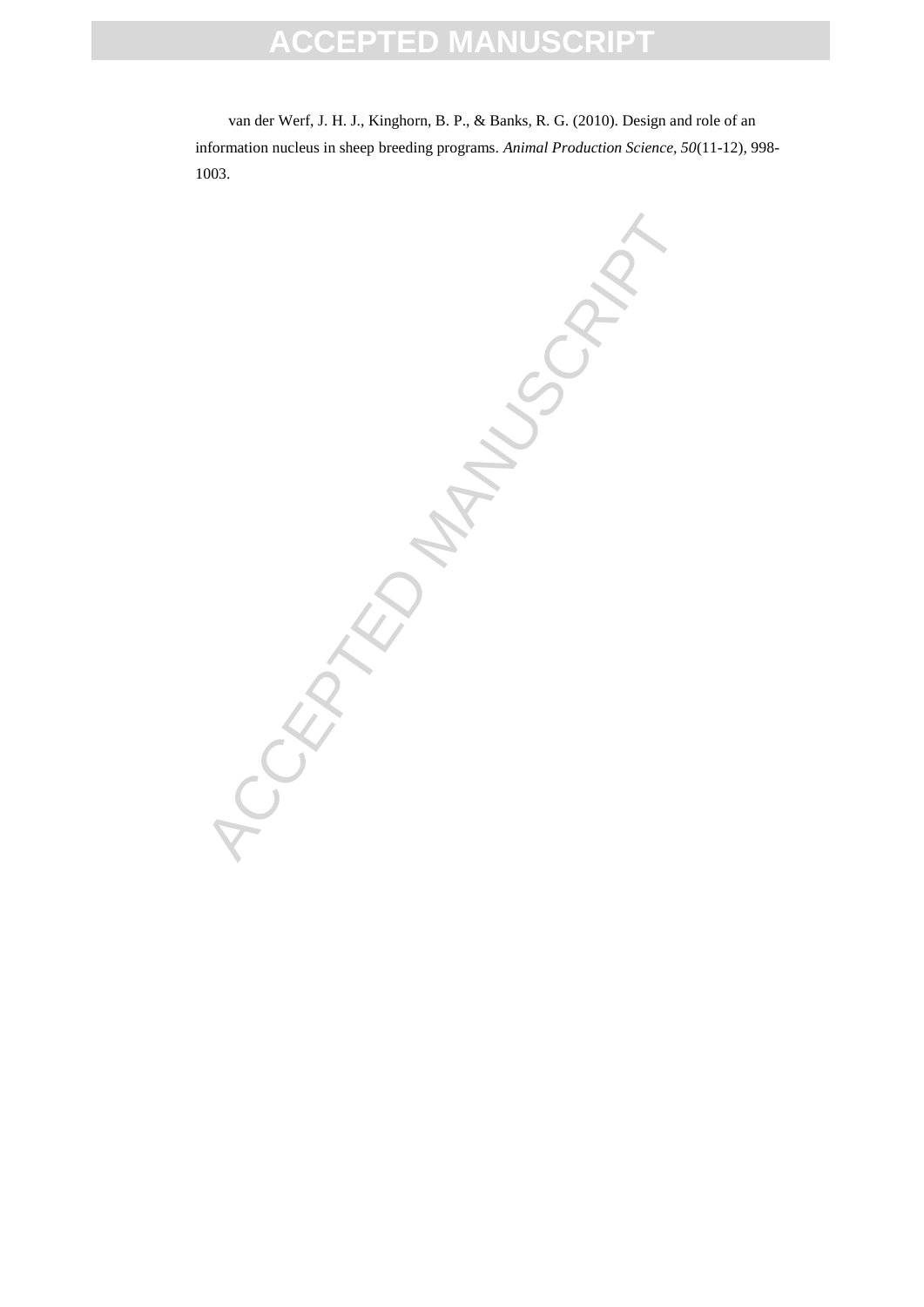van der Werf, J. H. J., Kinghorn, B. P., & Banks, R. G. (2010). Design and role of an information nucleus in sheep breeding programs. *Animal Production Science, 50*(11-12), 998-1003.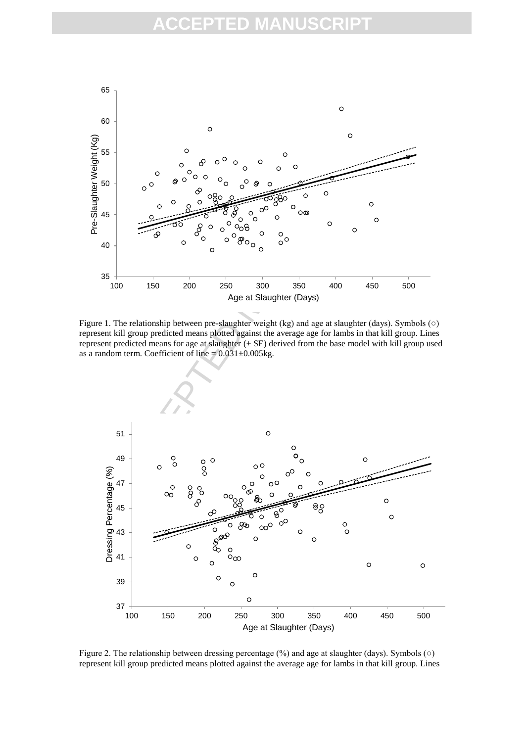Figure 1. The relationship between pre-slaughter weight (kg) and age at slaughter (days). Symbols (○) represent kill group predicted means plotted against the average age for lambs in that kill group. Lines represent predicted means for age at slaughter (± SE) derived from the base model with kill group used as a random term. Coefficient of line = 0.031±0.005kg.

Figure 2. The relationship between dressing percentage (%) and age at slaughter (days). Symbols (○) represent kill group predicted means plotted against the average age for lambs in that kill group. Lines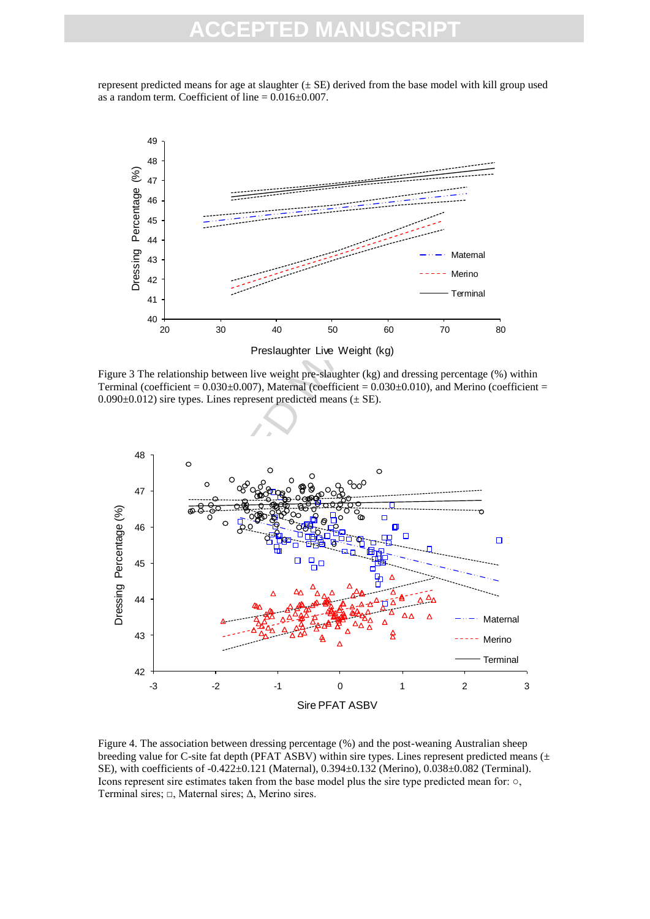represent predicted means for age at slaughter (± SE) derived from the base model with kill group used as a random term. Coefficient of line = 0.016±0.007.

Figure 3 The relationship between live weight pre-slaughter (kg) and dressing percentage (%) within Terminal (coefficient = 0.030±0.007), Maternal (coefficient = 0.030±0.010), and Merino (coefficient = 0.090±0.012) sire types. Lines represent predicted means (± SE).

Figure 4. The association between dressing percentage (%) and the post-weaning Australian sheep breeding value for C-site fat depth (PFAT ASBV) within sire types. Lines represent predicted means (± SE), with coefficients of -0.422±0.121 (Maternal), 0.394±0.132 (Merino), 0.038±0.082 (Terminal). Icons represent sire estimates taken from the base model plus the sire type predicted mean for: ○, Terminal sires; □, Maternal sires; Δ, Merino sires.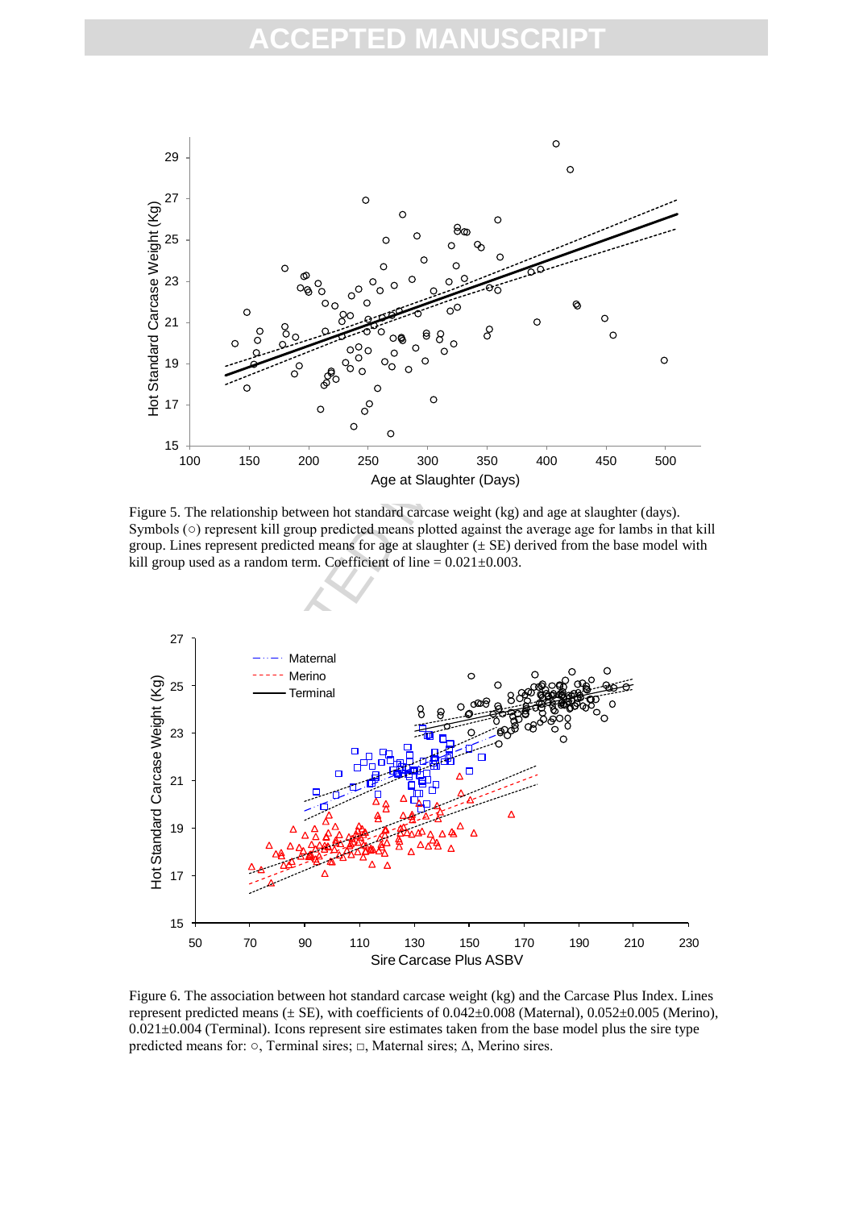Figure 5. The relationship between hot standard carcase weight (kg) and age at slaughter (days). Symbols (○) represent kill group predicted means plotted against the average age for lambs in that kill group. Lines represent predicted means for age at slaughter (± SE) derived from the base model with kill group used as a random term. Coefficient of line = 0.021±0.003.

Figure 6. The association between hot standard carcase weight (kg) and the Carcase Plus Index. Lines represent predicted means (± SE), with coefficients of 0.042±0.008 (Maternal), 0.052±0.005 (Merino), 0.021±0.004 (Terminal). Icons represent sire estimates taken from the base model plus the sire type predicted means for: ○, Terminal sires; □, Maternal sires; Δ, Merino sires.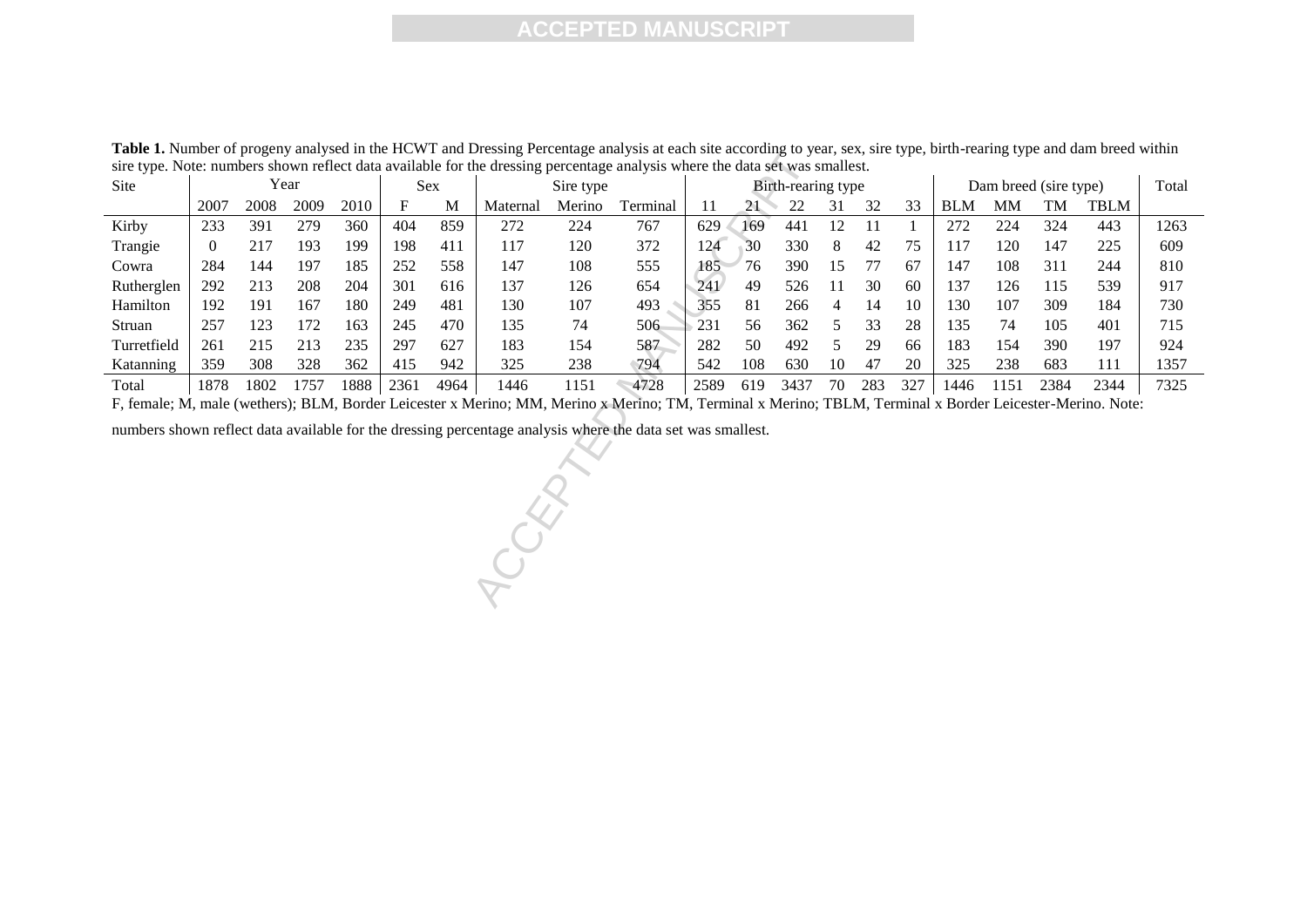**Table 1.** Number of progeny analysed in the HCWT and Dressing Percentage analysis at each site according to year, sex, sire type, birth-rearing type and dam breed within sire type. Note: numbers shown reflect data available for the dressing percentage analysis where the data set was smallest.

| Site | Year | | | | Sex | | Sire type | | | Birth-rearing type | | | | | | Dam breed (sire type) | | | | Total |
|---|---|---|---|---|---|---|---|---|---|---|---|---|---|---|---|---|---|---|---|---|
| | 2007 | 2008 | 2009 | 2010 | F | M | Maternal | Merino | Terminal | 11 | 21 | 22 | 31 | 32 | 33 | BLM | MM | TM | TBLM | |
| Kirby | 233 | 391 | 279 | 360 | 404 | 859 | 272 | 224 | 767 | 629 | 169 | 441 | 12 | 11 | 1 | 272 | 224 | 324 | 443 | 1263 |
| Trangie | 0 | 217 | 193 | 199 | 198 | 411 | 117 | 120 | 372 | 124 | 30 | 330 | 8 | 42 | 75 | 117 | 120 | 147 | 225 | 609 |
| Cowra | 284 | 144 | 197 | 185 | 252 | 558 | 147 | 108 | 555 | 185 | 76 | 390 | 15 | 77 | 67 | 147 | 108 | 311 | 244 | 810 |
| Rutherglen | 292 | 213 | 208 | 204 | 301 | 616 | 137 | 126 | 654 | 241 | 49 | 526 | 11 | 30 | 60 | 137 | 126 | 115 | 539 | 917 |
| Hamilton | 192 | 191 | 167 | 180 | 249 | 481 | 130 | 107 | 493 | 355 | 81 | 266 | 4 | 14 | 10 | 130 | 107 | 309 | 184 | 730 |
| Struan | 257 | 123 | 172 | 163 | 245 | 470 | 135 | 74 | 506 | 231 | 56 | 362 | 5 | 33 | 28 | 135 | 74 | 105 | 401 | 715 |
| Turretfield | 261 | 215 | 213 | 235 | 297 | 627 | 183 | 154 | 587 | 282 | 50 | 492 | 5 | 29 | 66 | 183 | 154 | 390 | 197 | 924 |
| Katanning | 359 | 308 | 328 | 362 | 415 | 942 | 325 | 238 | 794 | 542 | 108 | 630 | 10 | 47 | 20 | 325 | 238 | 683 | 111 | 1357 |
| Total | 1878 | 1802 | 1757 | 1888 | 2361 | 4964 | 1446 | 1151 | 4728 | 2589 | 619 | 3437 | 70 | 283 | 327 | 1446 | 1151 | 2384 | 2344 | 7325 |

F, female; M, male (wethers); BLM, Border Leicester x Merino; MM, Merino x Merino; TM, Terminal x Merino; TBLM, Terminal x Border Leicester-Merino. Note: numbers shown reflect data available for the dressing percentage analysis where the data set was smallest.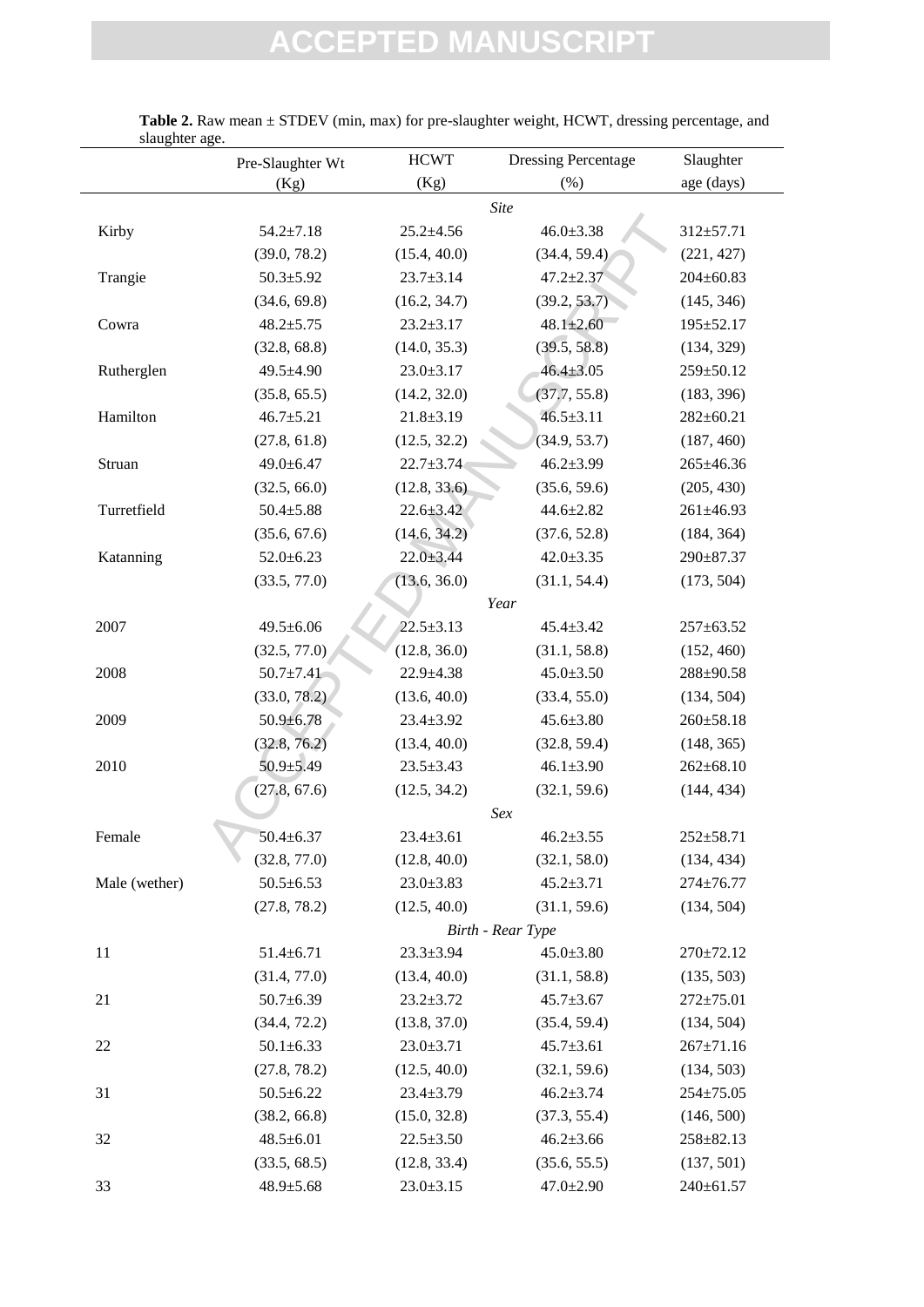**Table 2.** Raw mean ± STDEV (min, max) for pre-slaughter weight, HCWT, dressing percentage, and slaughter age.

| | Pre-Slaughter Wt (Kg) | HCWT (Kg) | Dressing Percentage (%) | Slaughter age (days) |
|---|---|---|---|---|
| *Site* | | | | |
| Kirby | 54.2±7.18 | 25.2±4.56 | 46.0±3.38 | 312±57.71 |
| | (39.0, 78.2) | (15.4, 40.0) | (34.4, 59.4) | (221, 427) |
| Trangie | 50.3±5.92 | 23.7±3.14 | 47.2±2.37 | 204±60.83 |
| | (34.6, 69.8) | (16.2, 34.7) | (39.2, 53.7) | (145, 346) |
| Cowra | 48.2±5.75 | 23.2±3.17 | 48.1±2.60 | 195±52.17 |
| | (32.8, 68.8) | (14.0, 35.3) | (39.5, 58.8) | (134, 329) |
| Rutherglen | 49.5±4.90 | 23.0±3.17 | 46.4±3.05 | 259±50.12 |
| | (35.8, 65.5) | (14.2, 32.0) | (37.7, 55.8) | (183, 396) |
| Hamilton | 46.7±5.21 | 21.8±3.19 | 46.5±3.11 | 282±60.21 |
| | (27.8, 61.8) | (12.5, 32.2) | (34.9, 53.7) | (187, 460) |
| Struan | 49.0±6.47 | 22.7±3.74 | 46.2±3.99 | 265±46.36 |
| | (32.5, 66.0) | (12.8, 33.6) | (35.6, 59.6) | (205, 430) |
| Turretfield | 50.4±5.88 | 22.6±3.42 | 44.6±2.82 | 261±46.93 |
| | (35.6, 67.6) | (14.6, 34.2) | (37.6, 52.8) | (184, 364) |
| Katanning | 52.0±6.23 | 22.0±3.44 | 42.0±3.35 | 290±87.37 |
| | (33.5, 77.0) | (13.6, 36.0) | (31.1, 54.4) | (173, 504) |
| *Year* | | | | |
| 2007 | 49.5±6.06 | 22.5±3.13 | 45.4±3.42 | 257±63.52 |
| | (32.5, 77.0) | (12.8, 36.0) | (31.1, 58.8) | (152, 460) |
| 2008 | 50.7±7.41 | 22.9±4.38 | 45.0±3.50 | 288±90.58 |
| | (33.0, 78.2) | (13.6, 40.0) | (33.4, 55.0) | (134, 504) |
| 2009 | 50.9±6.78 | 23.4±3.92 | 45.6±3.80 | 260±58.18 |
| | (32.8, 76.2) | (13.4, 40.0) | (32.8, 59.4) | (148, 365) |
| 2010 | 50.9±5.49 | 23.5±3.43 | 46.1±3.90 | 262±68.10 |
| | (27.8, 67.6) | (12.5, 34.2) | (32.1, 59.6) | (144, 434) |
| *Sex* | | | | |
| Female | 50.4±6.37 | 23.4±3.61 | 46.2±3.55 | 252±58.71 |
| | (32.8, 77.0) | (12.8, 40.0) | (32.1, 58.0) | (134, 434) |
| Male (wether) | 50.5±6.53 | 23.0±3.83 | 45.2±3.71 | 274±76.77 |
| | (27.8, 78.2) | (12.5, 40.0) | (31.1, 59.6) | (134, 504) |
| *Birth - Rear Type* | | | | |
| 11 | 51.4±6.71 | 23.3±3.94 | 45.0±3.80 | 270±72.12 |
| | (31.4, 77.0) | (13.4, 40.0) | (31.1, 58.8) | (135, 503) |
| 21 | 50.7±6.39 | 23.2±3.72 | 45.7±3.67 | 272±75.01 |
| | (34.4, 72.2) | (13.8, 37.0) | (35.4, 59.4) | (134, 504) |
| 22 | 50.1±6.33 | 23.0±3.71 | 45.7±3.61 | 267±71.16 |
| | (27.8, 78.2) | (12.5, 40.0) | (32.1, 59.6) | (134, 503) |
| 31 | 50.5±6.22 | 23.4±3.79 | 46.2±3.74 | 254±75.05 |
| | (38.2, 66.8) | (15.0, 32.8) | (37.3, 55.4) | (146, 500) |
| 32 | 48.5±6.01 | 22.5±3.50 | 46.2±3.66 | 258±82.13 |
| | (33.5, 68.5) | (12.8, 33.4) | (35.6, 55.5) | (137, 501) |
| 33 | 48.9±5.68 | 23.0±3.15 | 47.0±2.90 | 240±61.57 |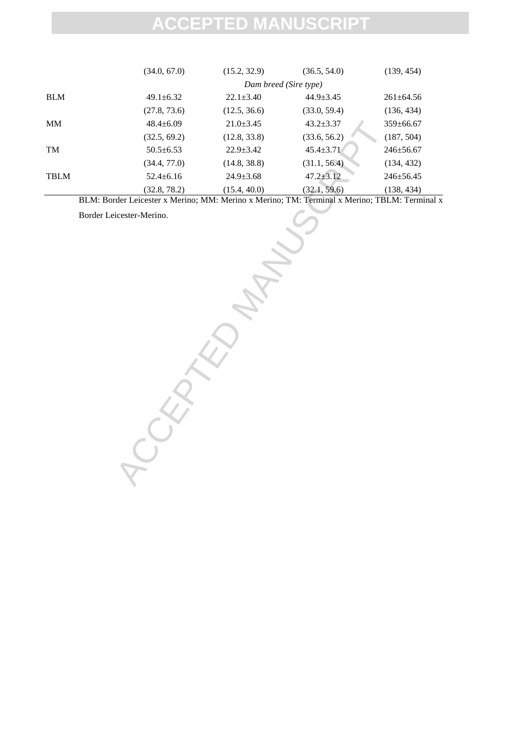| | | | | |
|---|---|---|---|---|
| | (34.0, 67.0) | (15.2, 32.9) | (36.5, 54.0) | (139, 454) |
| | *Dam breed (Sire type)* | | | |
| BLM | 49.1±6.32 | 22.1±3.40 | 44.9±3.45 | 261±64.56 |
| | (27.8, 73.6) | (12.5, 36.6) | (33.0, 59.4) | (136, 434) |
| MM | 48.4±6.09 | 21.0±3.45 | 43.2±3.37 | 359±66.67 |
| | (32.5, 69.2) | (12.8, 33.8) | (33.6, 56.2) | (187, 504) |
| TM | 50.5±6.53 | 22.9±3.42 | 45.4±3.71 | 246±56.67 |
| | (34.4, 77.0) | (14.8, 38.8) | (31.1, 56.4) | (134, 432) |
| TBLM | 52.4±6.16 | 24.9±3.68 | 47.2±3.12 | 246±56.45 |
| | (32.8, 78.2) | (15.4, 40.0) | (32.1, 59.6) | (138, 434) |

BLM: Border Leicester x Merino; MM: Merino x Merino; TM: Terminal x Merino; TBLM: Terminal x Border Leicester-Merino.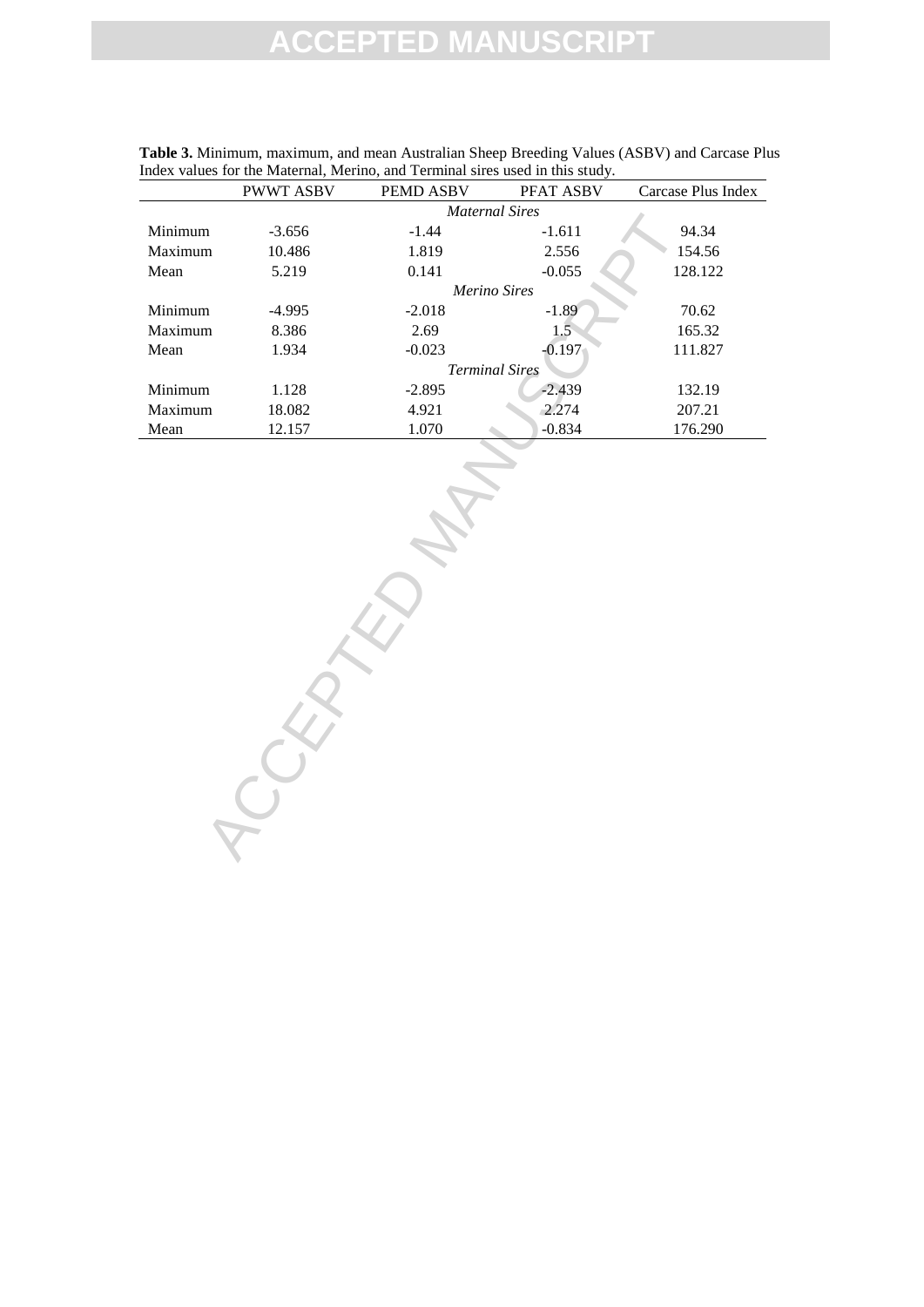**Table 3.** Minimum, maximum, and mean Australian Sheep Breeding Values (ASBV) and Carcase Plus Index values for the Maternal, Merino, and Terminal sires used in this study.

| | PWWT ASBV | PEMD ASBV | PFAT ASBV | Carcase Plus Index |
|---|---|---|---|---|
| | | *Maternal Sires* | | |
| Minimum | -3.656 | -1.44 | -1.611 | 94.34 |
| Maximum | 10.486 | 1.819 | 2.556 | 154.56 |
| Mean | 5.219 | 0.141 | -0.055 | 128.122 |
| | | *Merino Sires* | | |
| Minimum | -4.995 | -2.018 | -1.89 | 70.62 |
| Maximum | 8.386 | 2.69 | 1.5 | 165.32 |
| Mean | 1.934 | -0.023 | -0.197 | 111.827 |
| | | *Terminal Sires* | | |
| Minimum | 1.128 | -2.895 | -2.439 | 132.19 |
| Maximum | 18.082 | 4.921 | 2.274 | 207.21 |
| Mean | 12.157 | 1.070 | -0.834 | 176.290 |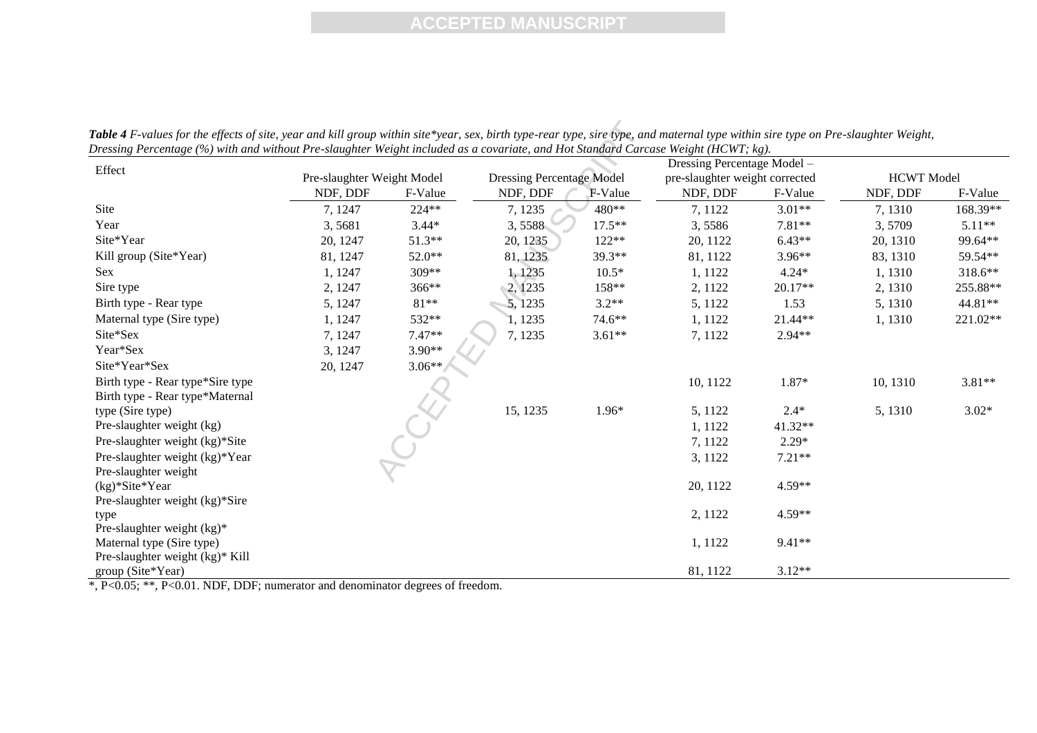***Table 4*** *F-values for the effects of site, year and kill group within site\*year, sex, birth type-rear type, sire type, and maternal type within sire type on Pre-slaughter Weight, Dressing Percentage (%) with and without Pre-slaughter Weight included as a covariate, and Hot Standard Carcase Weight (HCWT; kg).*

| Effect | Pre-slaughter Weight Model | | Dressing Percentage Model | | Dressing Percentage Model – pre-slaughter weight corrected | | HCWT Model | |
|---|---|---|---|---|---|---|---|---|
| | NDF, DDF | F-Value | NDF, DDF | F-Value | NDF, DDF | F-Value | NDF, DDF | F-Value |
| Site | 7, 1247 | 224** | 7, 1235 | 480** | 7, 1122 | 3.01** | 7, 1310 | 168.39** |
| Year | 3, 5681 | 3.44* | 3, 5588 | 17.5** | 3, 5586 | 7.81** | 3, 5709 | 5.11** |
| Site*Year | 20, 1247 | 51.3** | 20, 1235 | 122** | 20, 1122 | 6.43** | 20, 1310 | 99.64** |
| Kill group (Site*Year) | 81, 1247 | 52.0** | 81, 1235 | 39.3** | 81, 1122 | 3.96** | 83, 1310 | 59.54** |
| Sex | 1, 1247 | 309** | 1, 1235 | 10.5* | 1, 1122 | 4.24* | 1, 1310 | 318.6** |
| Sire type | 2, 1247 | 366** | 2, 1235 | 158** | 2, 1122 | 20.17** | 2, 1310 | 255.88** |
| Birth type - Rear type | 5, 1247 | 81** | 5, 1235 | 3.2** | 5, 1122 | 1.53 | 5, 1310 | 44.81** |
| Maternal type (Sire type) | 1, 1247 | 532** | 1, 1235 | 74.6** | 1, 1122 | 21.44** | 1, 1310 | 221.02** |
| Site*Sex | 7, 1247 | 7.47** | 7, 1235 | 3.61** | 7, 1122 | 2.94** | | |
| Year*Sex | 3, 1247 | 3.90** | | | | | | |
| Site*Year*Sex | 20, 1247 | 3.06** | | | | | | |
| Birth type - Rear type*Sire type | | | | | 10, 1122 | 1.87* | 10, 1310 | 3.81** |
| Birth type - Rear type*Maternal type (Sire type) | | | 15, 1235 | 1.96* | 5, 1122 | 2.4* | 5, 1310 | 3.02* |
| Pre-slaughter weight (kg) | | | | | 1, 1122 | 41.32** | | |
| Pre-slaughter weight (kg)*Site | | | | | 7, 1122 | 2.29* | | |
| Pre-slaughter weight (kg)*Year | | | | | 3, 1122 | 7.21** | | |
| Pre-slaughter weight (kg)*Site*Year | | | | | 20, 1122 | 4.59** | | |
| Pre-slaughter weight (kg)*Sire type | | | | | 2, 1122 | 4.59** | | |
| Pre-slaughter weight (kg)* Maternal type (Sire type) | | | | | 1, 1122 | 9.41** | | |
| Pre-slaughter weight (kg)* Kill group (Site*Year) | | | | | 81, 1122 | 3.12** | | |

*, $P<0.05$; **, $P<0.01$. NDF, DDF; numerator and denominator degrees of freedom.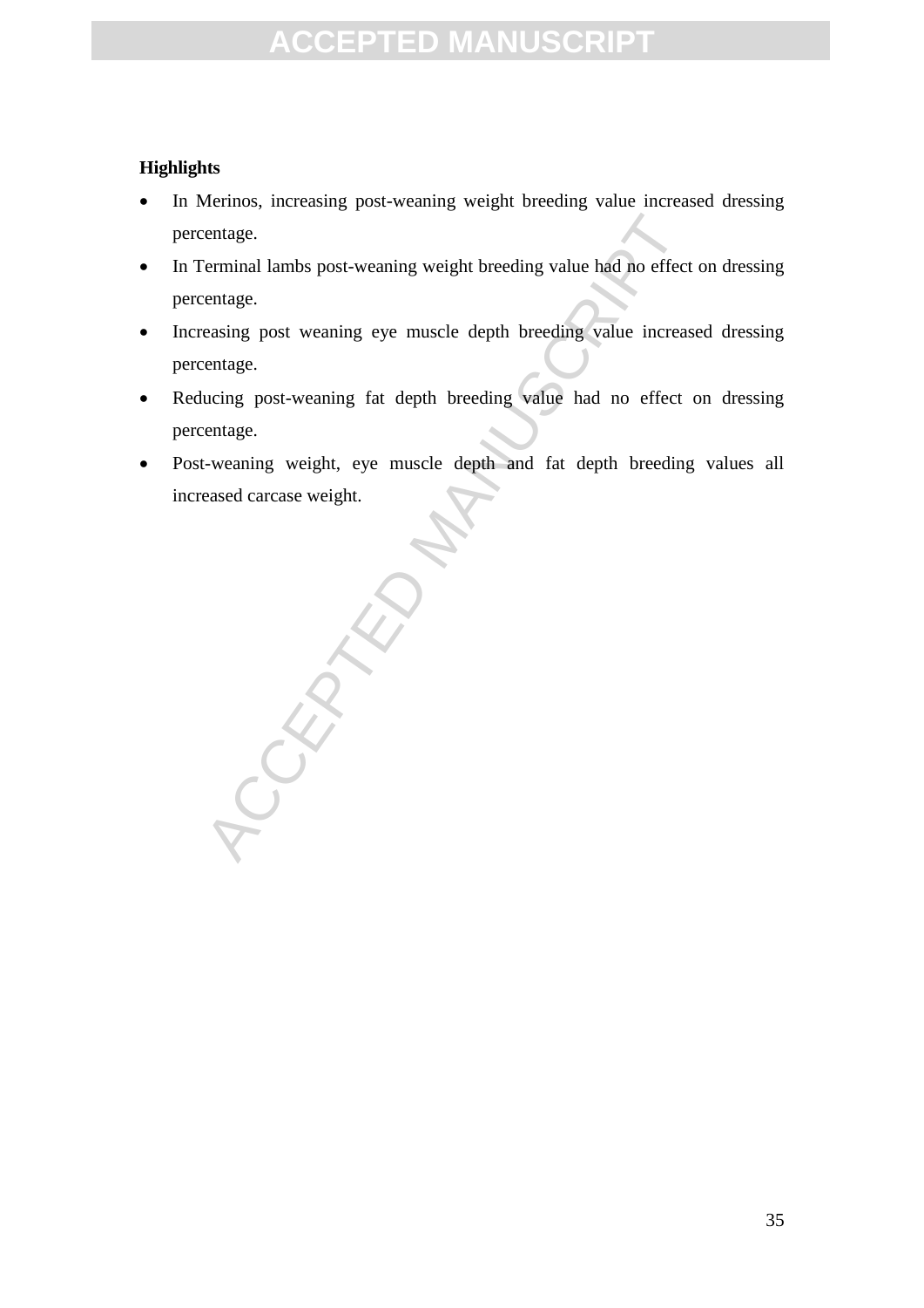**Highlights**

- In Merinos, increasing post-weaning weight breeding value increased dressing percentage.
- In Terminal lambs post-weaning weight breeding value had no effect on dressing percentage.
- Increasing post weaning eye muscle depth breeding value increased dressing percentage.
- Reducing post-weaning fat depth breeding value had no effect on dressing percentage.
- Post-weaning weight, eye muscle depth and fat depth breeding values all increased carcase weight.